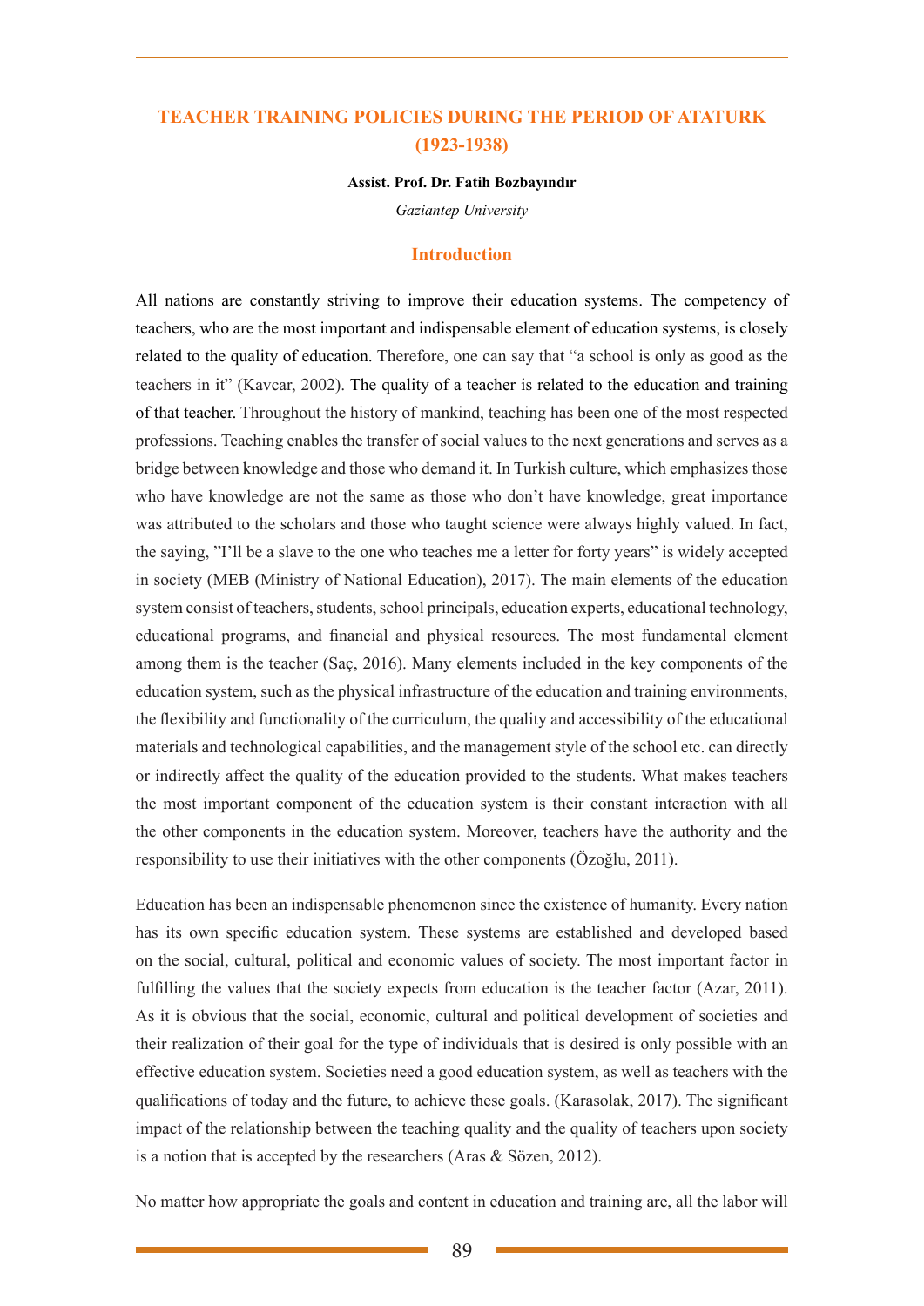# TEACHER TRAINING POLICIES DURING THE PERIOD OF ATATURK (1923-1938)

**Assist. Prof. Dr. Fatih Bozbayındır**

*Gaziantep University*

## Introduction

All nations are constantly striving to improve their education systems. The competency of teachers, who are the most important and indispensable element of education systems, is closely related to the quality of education. Therefore, one can say that "a school is only as good as the teachers in it" (Kavcar, 2002). The quality of a teacher is related to the education and training of that teacher. Throughout the history of mankind, teaching has been one of the most respected professions. Teaching enables the transfer of social values to the next generations and serves as a bridge between knowledge and those who demand it. In Turkish culture, which emphasizes those who have knowledge are not the same as those who don't have knowledge, great importance was attributed to the scholars and those who taught science were always highly valued. In fact, the saying, "I'll be a slave to the one who teaches me a letter for forty years" is widely accepted in society (MEB (Ministry of National Education), 2017). The main elements of the education system consist of teachers, students, school principals, education experts, educational technology, educational programs, and financial and physical resources. The most fundamental element among them is the teacher (Saç, 2016). Many elements included in the key components of the education system, such as the physical infrastructure of the education and training environments, the flexibility and functionality of the curriculum, the quality and accessibility of the educational materials and technological capabilities, and the management style of the school etc. can directly or indirectly affect the quality of the education provided to the students. What makes teachers the most important component of the education system is their constant interaction with all the other components in the education system. Moreover, teachers have the authority and the responsibility to use their initiatives with the other components (Özoğlu, 2011).

Education has been an indispensable phenomenon since the existence of humanity. Every nation has its own specific education system. These systems are established and developed based on the social, cultural, political and economic values of society. The most important factor in fulfilling the values that the society expects from education is the teacher factor (Azar, 2011). As it is obvious that the social, economic, cultural and political development of societies and their realization of their goal for the type of individuals that is desired is only possible with an effective education system. Societies need a good education system, as well as teachers with the qualifications of today and the future, to achieve these goals. (Karasolak, 2017). The significant impact of the relationship between the teaching quality and the quality of teachers upon society is a notion that is accepted by the researchers (Aras & Sözen, 2012).

No matter how appropriate the goals and content in education and training are, all the labor will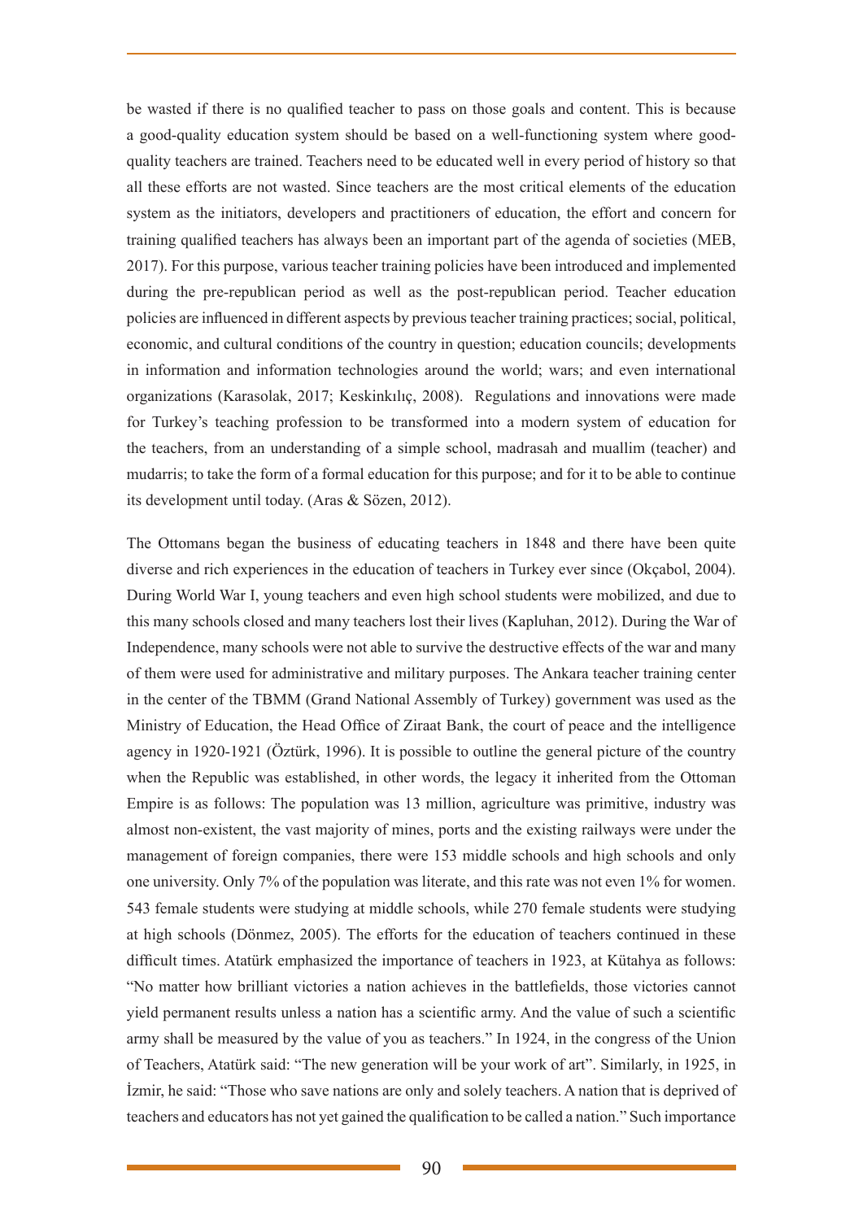be wasted if there is no qualified teacher to pass on those goals and content. This is because a good-quality education system should be based on a well-functioning system where good-quality teachers are trained. Teachers need to be educated well in every period of history so that all these efforts are not wasted. Since teachers are the most critical elements of the education system as the initiators, developers and practitioners of education, the effort and concern for training qualified teachers has always been an important part of the agenda of societies (MEB, 2017). For this purpose, various teacher training policies have been introduced and implemented during the pre-republican period as well as the post-republican period. Teacher education policies are influenced in different aspects by previous teacher training practices; social, political, economic, and cultural conditions of the country in question; education councils; developments in information and information technologies around the world; wars; and even international organizations (Karasolak, 2017; Keskinkılıç, 2008). Regulations and innovations were made for Turkey's teaching profession to be transformed into a modern system of education for the teachers, from an understanding of a simple school, madrasah and muallim (teacher) and mudarris; to take the form of a formal education for this purpose; and for it to be able to continue its development until today. (Aras & Sözen, 2012).

The Ottomans began the business of educating teachers in 1848 and there have been quite diverse and rich experiences in the education of teachers in Turkey ever since (Okçabol, 2004). During World War I, young teachers and even high school students were mobilized, and due to this many schools closed and many teachers lost their lives (Kapluhan, 2012). During the War of Independence, many schools were not able to survive the destructive effects of the war and many of them were used for administrative and military purposes. The Ankara teacher training center in the center of the TBMM (Grand National Assembly of Turkey) government was used as the Ministry of Education, the Head Office of Ziraat Bank, the court of peace and the intelligence agency in 1920-1921 (Öztürk, 1996). It is possible to outline the general picture of the country when the Republic was established, in other words, the legacy it inherited from the Ottoman Empire is as follows: The population was 13 million, agriculture was primitive, industry was almost non-existent, the vast majority of mines, ports and the existing railways were under the management of foreign companies, there were 153 middle schools and high schools and only one university. Only 7% of the population was literate, and this rate was not even 1% for women. 543 female students were studying at middle schools, while 270 female students were studying at high schools (Dönmez, 2005). The efforts for the education of teachers continued in these difficult times. Atatürk emphasized the importance of teachers in 1923, at Kütahya as follows: "No matter how brilliant victories a nation achieves in the battlefields, those victories cannot yield permanent results unless a nation has a scientific army. And the value of such a scientific army shall be measured by the value of you as teachers." In 1924, in the congress of the Union of Teachers, Atatürk said: "The new generation will be your work of art". Similarly, in 1925, in İzmir, he said: "Those who save nations are only and solely teachers. A nation that is deprived of teachers and educators has not yet gained the qualification to be called a nation." Such importance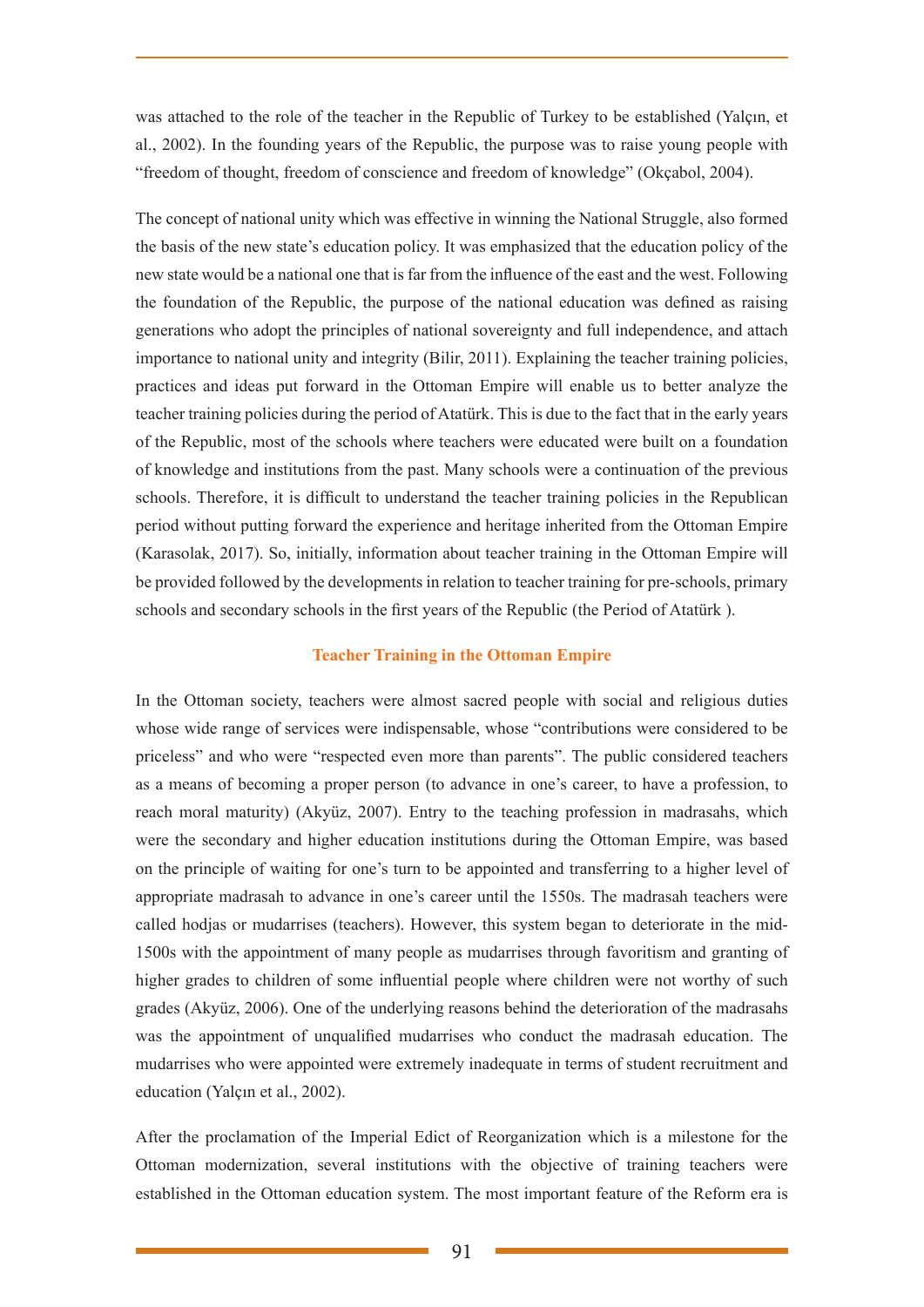was attached to the role of the teacher in the Republic of Turkey to be established (Yalçın, et al., 2002). In the founding years of the Republic, the purpose was to raise young people with "freedom of thought, freedom of conscience and freedom of knowledge" (Okçabol, 2004).

The concept of national unity which was effective in winning the National Struggle, also formed the basis of the new state's education policy. It was emphasized that the education policy of the new state would be a national one that is far from the influence of the east and the west. Following the foundation of the Republic, the purpose of the national education was defined as raising generations who adopt the principles of national sovereignty and full independence, and attach importance to national unity and integrity (Bilir, 2011). Explaining the teacher training policies, practices and ideas put forward in the Ottoman Empire will enable us to better analyze the teacher training policies during the period of Atatürk. This is due to the fact that in the early years of the Republic, most of the schools where teachers were educated were built on a foundation of knowledge and institutions from the past. Many schools were a continuation of the previous schools. Therefore, it is difficult to understand the teacher training policies in the Republican period without putting forward the experience and heritage inherited from the Ottoman Empire (Karasolak, 2017). So, initially, information about teacher training in the Ottoman Empire will be provided followed by the developments in relation to teacher training for pre-schools, primary schools and secondary schools in the first years of the Republic (the Period of Atatürk ).

## Teacher Training in the Ottoman Empire

In the Ottoman society, teachers were almost sacred people with social and religious duties whose wide range of services were indispensable, whose "contributions were considered to be priceless" and who were "respected even more than parents". The public considered teachers as a means of becoming a proper person (to advance in one's career, to have a profession, to reach moral maturity) (Akyüz, 2007). Entry to the teaching profession in madrasahs, which were the secondary and higher education institutions during the Ottoman Empire, was based on the principle of waiting for one's turn to be appointed and transferring to a higher level of appropriate madrasah to advance in one's career until the 1550s. The madrasah teachers were called hodjas or mudarrises (teachers). However, this system began to deteriorate in the mid-1500s with the appointment of many people as mudarrises through favoritism and granting of higher grades to children of some influential people where children were not worthy of such grades (Akyüz, 2006). One of the underlying reasons behind the deterioration of the madrasahs was the appointment of unqualified mudarrises who conduct the madrasah education. The mudarrises who were appointed were extremely inadequate in terms of student recruitment and education (Yalçın et al., 2002).

After the proclamation of the Imperial Edict of Reorganization which is a milestone for the Ottoman modernization, several institutions with the objective of training teachers were established in the Ottoman education system. The most important feature of the Reform era is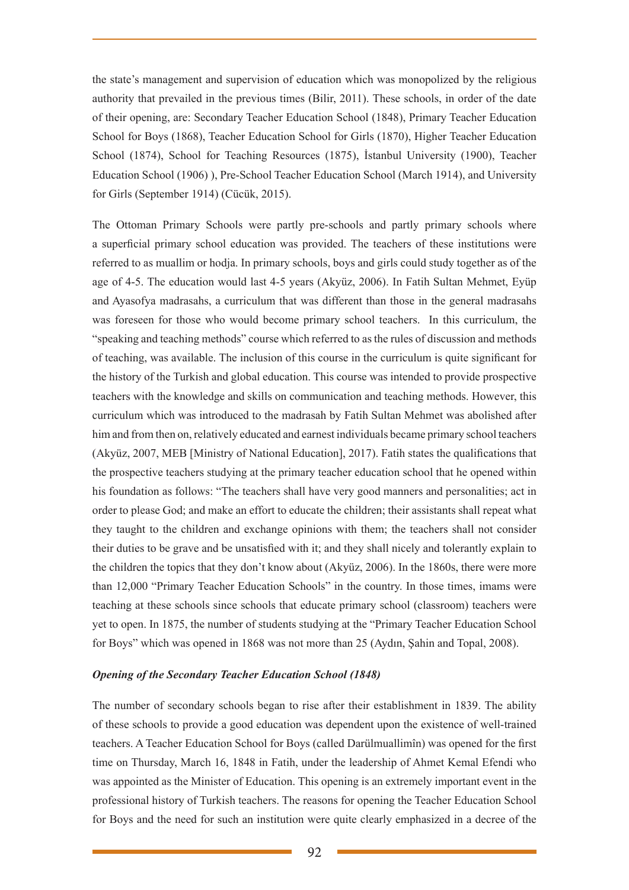the state's management and supervision of education which was monopolized by the religious authority that prevailed in the previous times (Bilir, 2011). These schools, in order of the date of their opening, are: Secondary Teacher Education School (1848), Primary Teacher Education School for Boys (1868), Teacher Education School for Girls (1870), Higher Teacher Education School (1874), School for Teaching Resources (1875), İstanbul University (1900), Teacher Education School (1906) ), Pre-School Teacher Education School (March 1914), and University for Girls (September 1914) (Cücük, 2015).

The Ottoman Primary Schools were partly pre-schools and partly primary schools where a superficial primary school education was provided. The teachers of these institutions were referred to as muallim or hodja. In primary schools, boys and girls could study together as of the age of 4-5. The education would last 4-5 years (Akyüz, 2006). In Fatih Sultan Mehmet, Eyüp and Ayasofya madrasahs, a curriculum that was different than those in the general madrasahs was foreseen for those who would become primary school teachers. In this curriculum, the "speaking and teaching methods" course which referred to as the rules of discussion and methods of teaching, was available. The inclusion of this course in the curriculum is quite significant for the history of the Turkish and global education. This course was intended to provide prospective teachers with the knowledge and skills on communication and teaching methods. However, this curriculum which was introduced to the madrasah by Fatih Sultan Mehmet was abolished after him and from then on, relatively educated and earnest individuals became primary school teachers (Akyüz, 2007, MEB [Ministry of National Education], 2017). Fatih states the qualifications that the prospective teachers studying at the primary teacher education school that he opened within his foundation as follows: "The teachers shall have very good manners and personalities; act in order to please God; and make an effort to educate the children; their assistants shall repeat what they taught to the children and exchange opinions with them; the teachers shall not consider their duties to be grave and be unsatisfied with it; and they shall nicely and tolerantly explain to the children the topics that they don't know about (Akyüz, 2006). In the 1860s, there were more than 12,000 "Primary Teacher Education Schools" in the country. In those times, imams were teaching at these schools since schools that educate primary school (classroom) teachers were yet to open. In 1875, the number of students studying at the "Primary Teacher Education School for Boys" which was opened in 1868 was not more than 25 (Aydın, Şahin and Topal, 2008).

***Opening of the Secondary Teacher Education School (1848)***

The number of secondary schools began to rise after their establishment in 1839. The ability of these schools to provide a good education was dependent upon the existence of well-trained teachers. A Teacher Education School for Boys (called Darülmuallimîn) was opened for the first time on Thursday, March 16, 1848 in Fatih, under the leadership of Ahmet Kemal Efendi who was appointed as the Minister of Education. This opening is an extremely important event in the professional history of Turkish teachers. The reasons for opening the Teacher Education School for Boys and the need for such an institution were quite clearly emphasized in a decree of the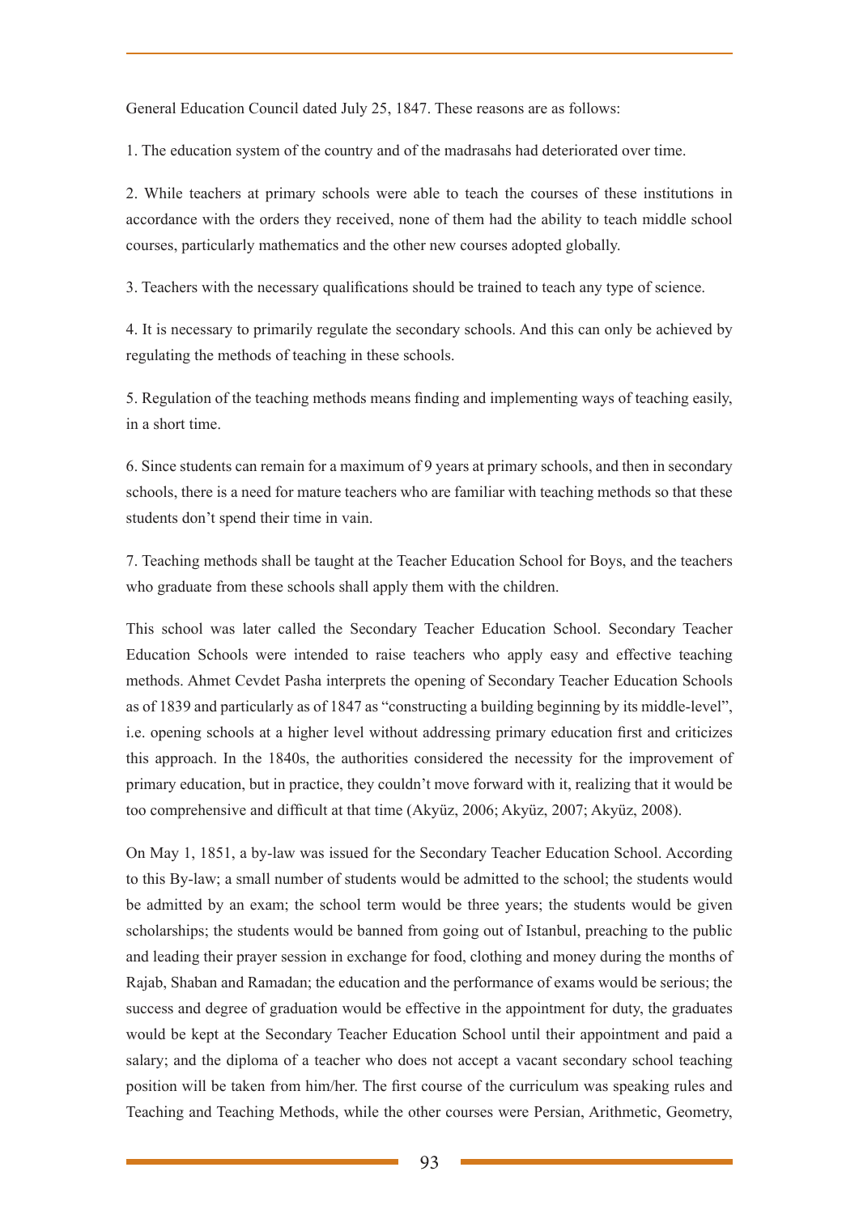General Education Council dated July 25, 1847. These reasons are as follows:

1. The education system of the country and of the madrasahs had deteriorated over time.

2. While teachers at primary schools were able to teach the courses of these institutions in accordance with the orders they received, none of them had the ability to teach middle school courses, particularly mathematics and the other new courses adopted globally.

3. Teachers with the necessary qualifications should be trained to teach any type of science.

4. It is necessary to primarily regulate the secondary schools. And this can only be achieved by regulating the methods of teaching in these schools.

5. Regulation of the teaching methods means finding and implementing ways of teaching easily, in a short time.

6. Since students can remain for a maximum of 9 years at primary schools, and then in secondary schools, there is a need for mature teachers who are familiar with teaching methods so that these students don't spend their time in vain.

7. Teaching methods shall be taught at the Teacher Education School for Boys, and the teachers who graduate from these schools shall apply them with the children.

This school was later called the Secondary Teacher Education School. Secondary Teacher Education Schools were intended to raise teachers who apply easy and effective teaching methods. Ahmet Cevdet Pasha interprets the opening of Secondary Teacher Education Schools as of 1839 and particularly as of 1847 as "constructing a building beginning by its middle-level", i.e. opening schools at a higher level without addressing primary education first and criticizes this approach. In the 1840s, the authorities considered the necessity for the improvement of primary education, but in practice, they couldn't move forward with it, realizing that it would be too comprehensive and difficult at that time (Akyüz, 2006; Akyüz, 2007; Akyüz, 2008).

On May 1, 1851, a by-law was issued for the Secondary Teacher Education School. According to this By-law; a small number of students would be admitted to the school; the students would be admitted by an exam; the school term would be three years; the students would be given scholarships; the students would be banned from going out of Istanbul, preaching to the public and leading their prayer session in exchange for food, clothing and money during the months of Rajab, Shaban and Ramadan; the education and the performance of exams would be serious; the success and degree of graduation would be effective in the appointment for duty, the graduates would be kept at the Secondary Teacher Education School until their appointment and paid a salary; and the diploma of a teacher who does not accept a vacant secondary school teaching position will be taken from him/her. The first course of the curriculum was speaking rules and Teaching and Teaching Methods, while the other courses were Persian, Arithmetic, Geometry,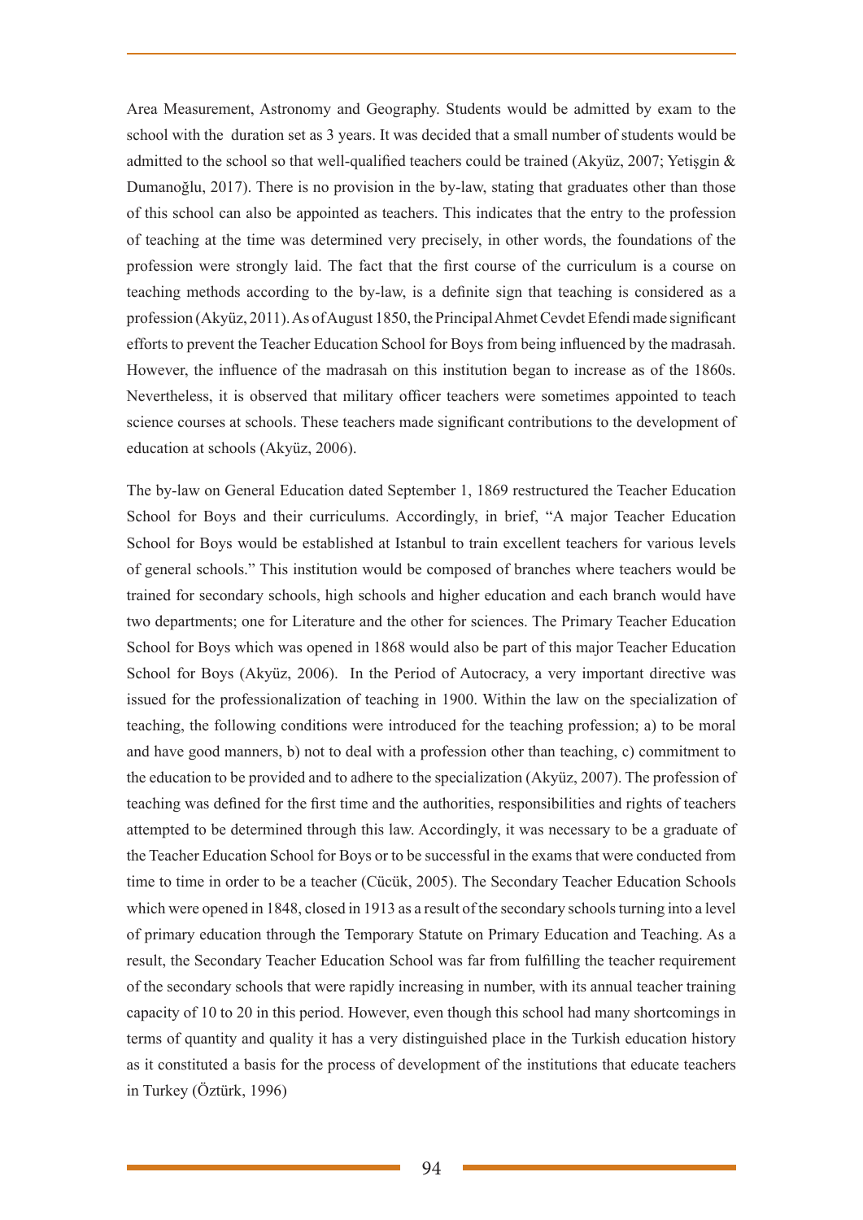Area Measurement, Astronomy and Geography. Students would be admitted by exam to the school with the duration set as 3 years. It was decided that a small number of students would be admitted to the school so that well-qualified teachers could be trained (Akyüz, 2007; Yetişgin & Dumanoğlu, 2017). There is no provision in the by-law, stating that graduates other than those of this school can also be appointed as teachers. This indicates that the entry to the profession of teaching at the time was determined very precisely, in other words, the foundations of the profession were strongly laid. The fact that the first course of the curriculum is a course on teaching methods according to the by-law, is a definite sign that teaching is considered as a profession (Akyüz, 2011). As of August 1850, the Principal Ahmet Cevdet Efendi made significant efforts to prevent the Teacher Education School for Boys from being influenced by the madrasah. However, the influence of the madrasah on this institution began to increase as of the 1860s. Nevertheless, it is observed that military officer teachers were sometimes appointed to teach science courses at schools. These teachers made significant contributions to the development of education at schools (Akyüz, 2006).

The by-law on General Education dated September 1, 1869 restructured the Teacher Education School for Boys and their curriculums. Accordingly, in brief, "A major Teacher Education School for Boys would be established at Istanbul to train excellent teachers for various levels of general schools." This institution would be composed of branches where teachers would be trained for secondary schools, high schools and higher education and each branch would have two departments; one for Literature and the other for sciences. The Primary Teacher Education School for Boys which was opened in 1868 would also be part of this major Teacher Education School for Boys (Akyüz, 2006). In the Period of Autocracy, a very important directive was issued for the professionalization of teaching in 1900. Within the law on the specialization of teaching, the following conditions were introduced for the teaching profession; a) to be moral and have good manners, b) not to deal with a profession other than teaching, c) commitment to the education to be provided and to adhere to the specialization (Akyüz, 2007). The profession of teaching was defined for the first time and the authorities, responsibilities and rights of teachers attempted to be determined through this law. Accordingly, it was necessary to be a graduate of the Teacher Education School for Boys or to be successful in the exams that were conducted from time to time in order to be a teacher (Cücük, 2005). The Secondary Teacher Education Schools which were opened in 1848, closed in 1913 as a result of the secondary schools turning into a level of primary education through the Temporary Statute on Primary Education and Teaching. As a result, the Secondary Teacher Education School was far from fulfilling the teacher requirement of the secondary schools that were rapidly increasing in number, with its annual teacher training capacity of 10 to 20 in this period. However, even though this school had many shortcomings in terms of quantity and quality it has a very distinguished place in the Turkish education history as it constituted a basis for the process of development of the institutions that educate teachers in Turkey (Öztürk, 1996)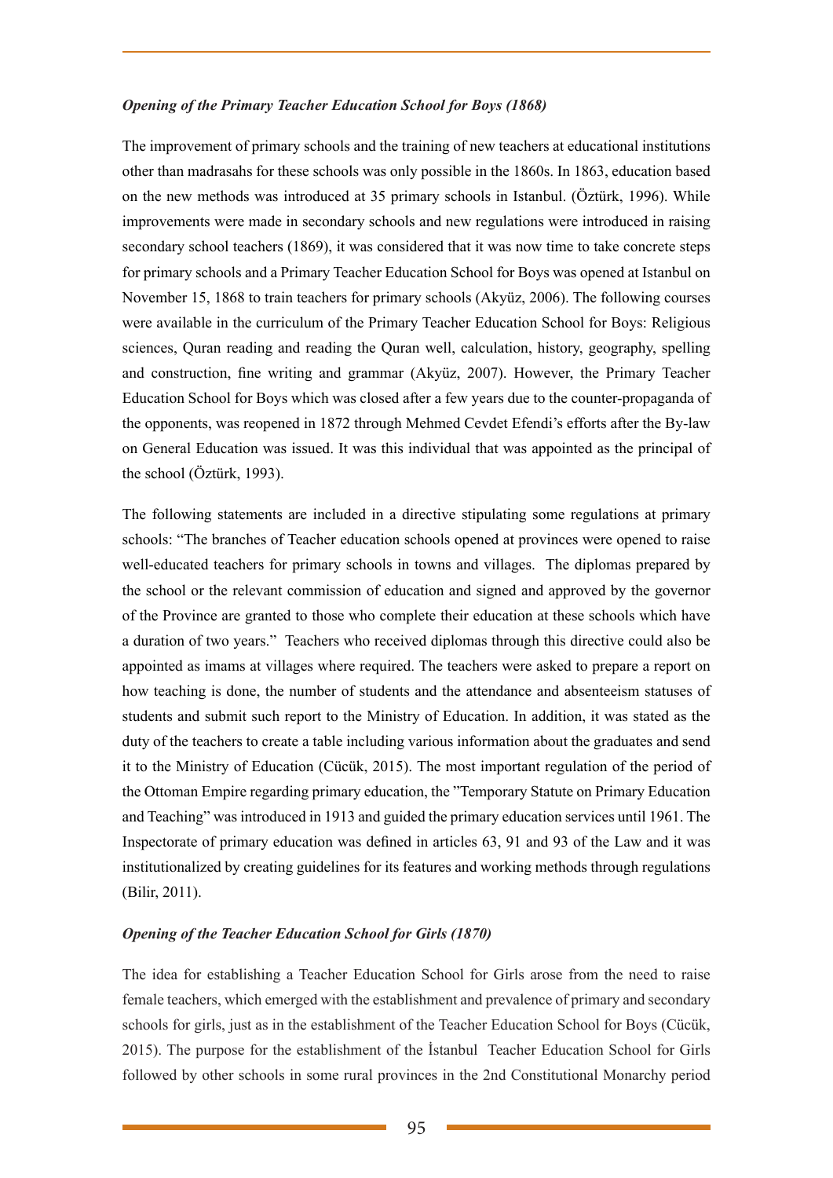### *Opening of the Primary Teacher Education School for Boys (1868)*

The improvement of primary schools and the training of new teachers at educational institutions other than madrasahs for these schools was only possible in the 1860s. In 1863, education based on the new methods was introduced at 35 primary schools in Istanbul. (Öztürk, 1996). While improvements were made in secondary schools and new regulations were introduced in raising secondary school teachers (1869), it was considered that it was now time to take concrete steps for primary schools and a Primary Teacher Education School for Boys was opened at Istanbul on November 15, 1868 to train teachers for primary schools (Akyüz, 2006). The following courses were available in the curriculum of the Primary Teacher Education School for Boys: Religious sciences, Quran reading and reading the Quran well, calculation, history, geography, spelling and construction, fine writing and grammar (Akyüz, 2007). However, the Primary Teacher Education School for Boys which was closed after a few years due to the counter-propaganda of the opponents, was reopened in 1872 through Mehmed Cevdet Efendi's efforts after the By-law on General Education was issued. It was this individual that was appointed as the principal of the school (Öztürk, 1993).

The following statements are included in a directive stipulating some regulations at primary schools: "The branches of Teacher education schools opened at provinces were opened to raise well-educated teachers for primary schools in towns and villages. The diplomas prepared by the school or the relevant commission of education and signed and approved by the governor of the Province are granted to those who complete their education at these schools which have a duration of two years." Teachers who received diplomas through this directive could also be appointed as imams at villages where required. The teachers were asked to prepare a report on how teaching is done, the number of students and the attendance and absenteeism statuses of students and submit such report to the Ministry of Education. In addition, it was stated as the duty of the teachers to create a table including various information about the graduates and send it to the Ministry of Education (Cücük, 2015). The most important regulation of the period of the Ottoman Empire regarding primary education, the "Temporary Statute on Primary Education and Teaching" was introduced in 1913 and guided the primary education services until 1961. The Inspectorate of primary education was defined in articles 63, 91 and 93 of the Law and it was institutionalized by creating guidelines for its features and working methods through regulations (Bilir, 2011).

### *Opening of the Teacher Education School for Girls (1870)*

The idea for establishing a Teacher Education School for Girls arose from the need to raise female teachers, which emerged with the establishment and prevalence of primary and secondary schools for girls, just as in the establishment of the Teacher Education School for Boys (Cücük, 2015). The purpose for the establishment of the İstanbul Teacher Education School for Girls followed by other schools in some rural provinces in the 2nd Constitutional Monarchy period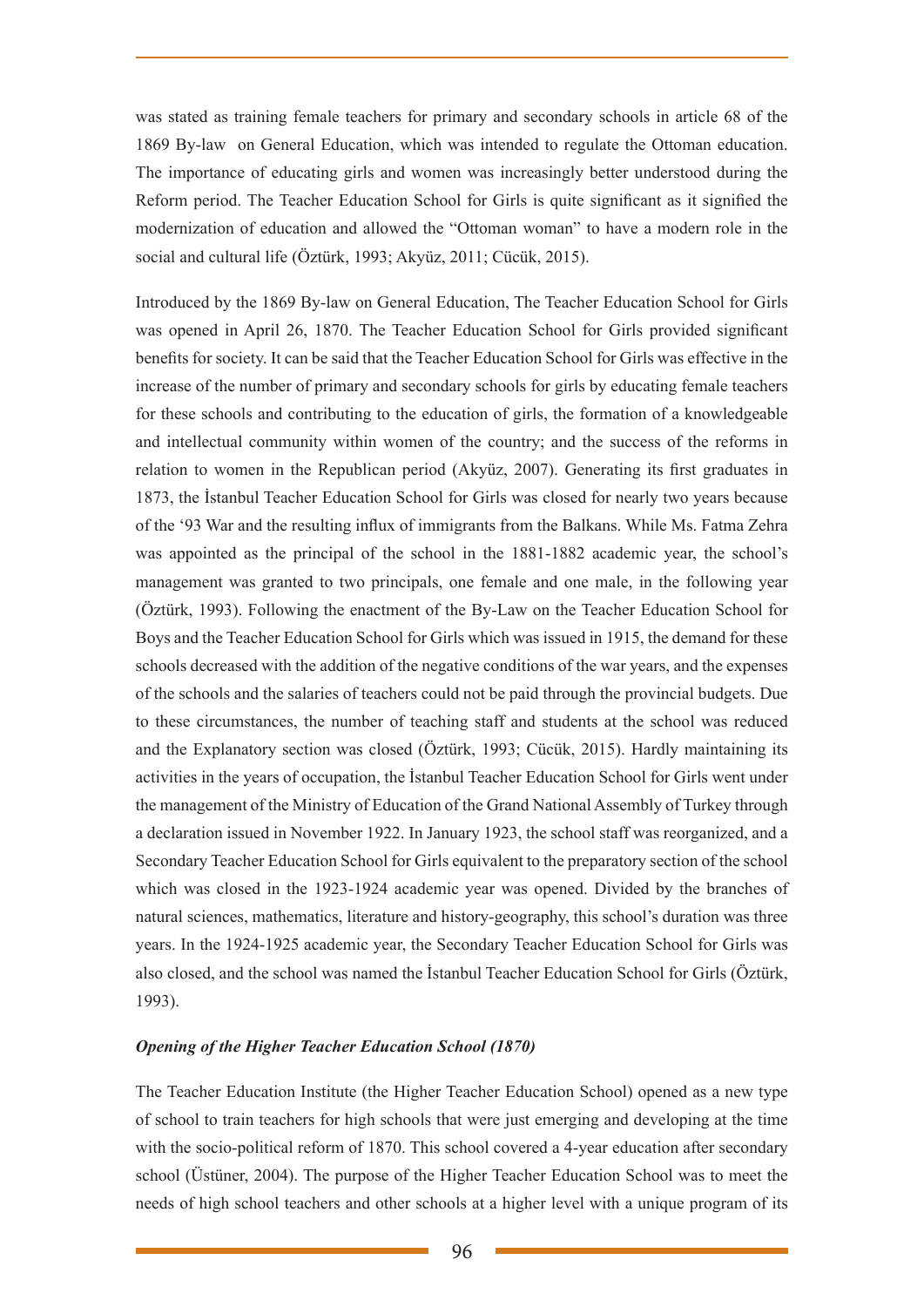was stated as training female teachers for primary and secondary schools in article 68 of the 1869 By-law on General Education, which was intended to regulate the Ottoman education. The importance of educating girls and women was increasingly better understood during the Reform period. The Teacher Education School for Girls is quite significant as it signified the modernization of education and allowed the "Ottoman woman" to have a modern role in the social and cultural life (Öztürk, 1993; Akyüz, 2011; Cücük, 2015).

Introduced by the 1869 By-law on General Education, The Teacher Education School for Girls was opened in April 26, 1870. The Teacher Education School for Girls provided significant benefits for society. It can be said that the Teacher Education School for Girls was effective in the increase of the number of primary and secondary schools for girls by educating female teachers for these schools and contributing to the education of girls, the formation of a knowledgeable and intellectual community within women of the country; and the success of the reforms in relation to women in the Republican period (Akyüz, 2007). Generating its first graduates in 1873, the İstanbul Teacher Education School for Girls was closed for nearly two years because of the '93 War and the resulting influx of immigrants from the Balkans. While Ms. Fatma Zehra was appointed as the principal of the school in the 1881-1882 academic year, the school's management was granted to two principals, one female and one male, in the following year (Öztürk, 1993). Following the enactment of the By-Law on the Teacher Education School for Boys and the Teacher Education School for Girls which was issued in 1915, the demand for these schools decreased with the addition of the negative conditions of the war years, and the expenses of the schools and the salaries of teachers could not be paid through the provincial budgets. Due to these circumstances, the number of teaching staff and students at the school was reduced and the Explanatory section was closed (Öztürk, 1993; Cücük, 2015). Hardly maintaining its activities in the years of occupation, the İstanbul Teacher Education School for Girls went under the management of the Ministry of Education of the Grand National Assembly of Turkey through a declaration issued in November 1922. In January 1923, the school staff was reorganized, and a Secondary Teacher Education School for Girls equivalent to the preparatory section of the school which was closed in the 1923-1924 academic year was opened. Divided by the branches of natural sciences, mathematics, literature and history-geography, this school's duration was three years. In the 1924-1925 academic year, the Secondary Teacher Education School for Girls was also closed, and the school was named the İstanbul Teacher Education School for Girls (Öztürk, 1993).

***Opening of the Higher Teacher Education School (1870)***

The Teacher Education Institute (the Higher Teacher Education School) opened as a new type of school to train teachers for high schools that were just emerging and developing at the time with the socio-political reform of 1870. This school covered a 4-year education after secondary school (Üstüner, 2004). The purpose of the Higher Teacher Education School was to meet the needs of high school teachers and other schools at a higher level with a unique program of its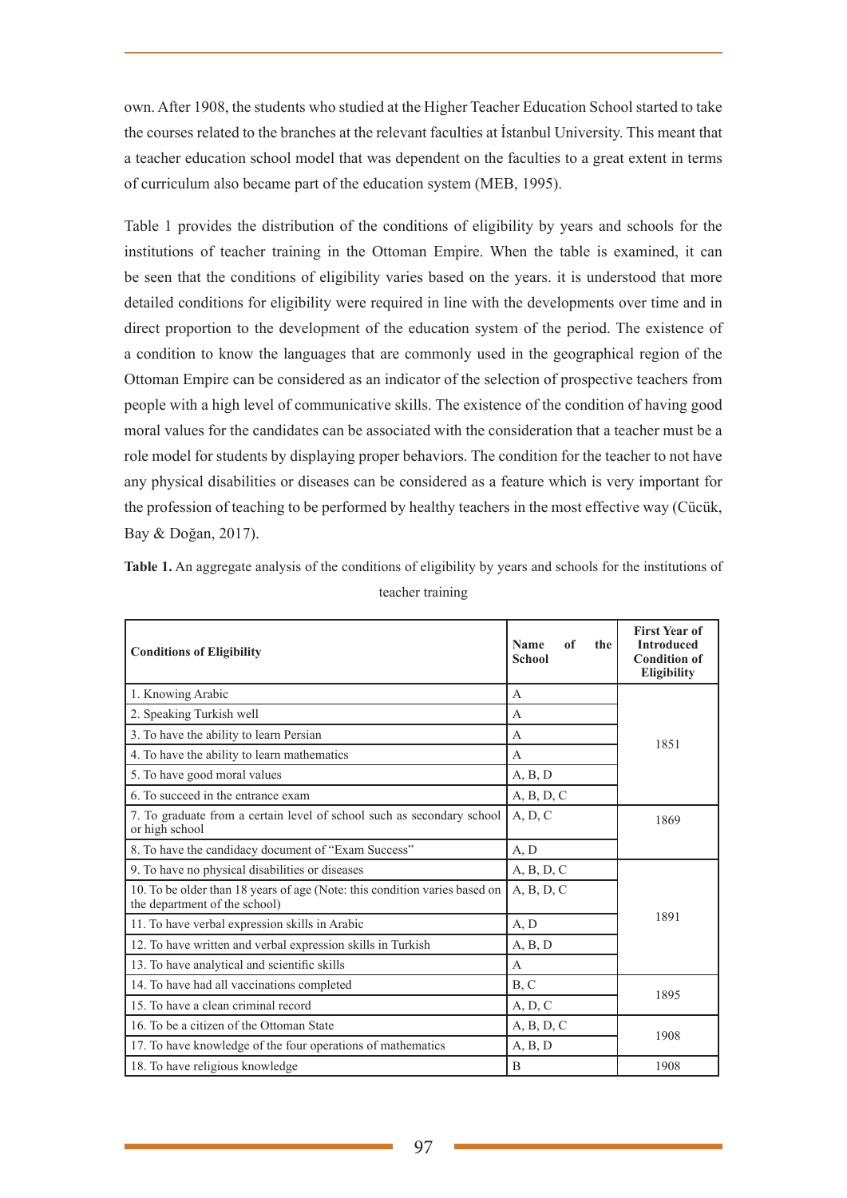own. After 1908, the students who studied at the Higher Teacher Education School started to take the courses related to the branches at the relevant faculties at İstanbul University. This meant that a teacher education school model that was dependent on the faculties to a great extent in terms of curriculum also became part of the education system (MEB, 1995).

Table 1 provides the distribution of the conditions of eligibility by years and schools for the institutions of teacher training in the Ottoman Empire. When the table is examined, it can be seen that the conditions of eligibility varies based on the years. it is understood that more detailed conditions for eligibility were required in line with the developments over time and in direct proportion to the development of the education system of the period. The existence of a condition to know the languages that are commonly used in the geographical region of the Ottoman Empire can be considered as an indicator of the selection of prospective teachers from people with a high level of communicative skills. The existence of the condition of having good moral values for the candidates can be associated with the consideration that a teacher must be a role model for students by displaying proper behaviors. The condition for the teacher to not have any physical disabilities or diseases can be considered as a feature which is very important for the profession of teaching to be performed by healthy teachers in the most effective way (Cücük, Bay & Doğan, 2017).

**Table 1.** An aggregate analysis of the conditions of eligibility by years and schools for the institutions of teacher training

| Conditions of Eligibility | Name of the School | First Year of Introduced Condition of Eligibility |
|---|---|---|
| 1. Knowing Arabic | A | 1851 |
| 2. Speaking Turkish well | A | |
| 3. To have the ability to learn Persian | A | |
| 4. To have the ability to learn mathematics | A | |
| 5. To have good moral values | A, B, D | |
| 6. To succeed in the entrance exam | A, B, D, C | |
| 7. To graduate from a certain level of school such as secondary school or high school | A, D, C | 1869 |
| 8. To have the candidacy document of "Exam Success" | A, D | |
| 9. To have no physical disabilities or diseases | A, B, D, C | 1891 |
| 10. To be older than 18 years of age (Note: this condition varies based on the department of the school) | A, B, D, C | |
| 11. To have verbal expression skills in Arabic | A, D | |
| 12. To have written and verbal expression skills in Turkish | A, B, D | |
| 13. To have analytical and scientific skills | A | |
| 14. To have had all vaccinations completed | B, C | 1895 |
| 15. To have a clean criminal record | A, D, C | |
| 16. To be a citizen of the Ottoman State | A, B, D, C | 1908 |
| 17. To have knowledge of the four operations of mathematics | A, B, D | |
| 18. To have religious knowledge | B | 1908 |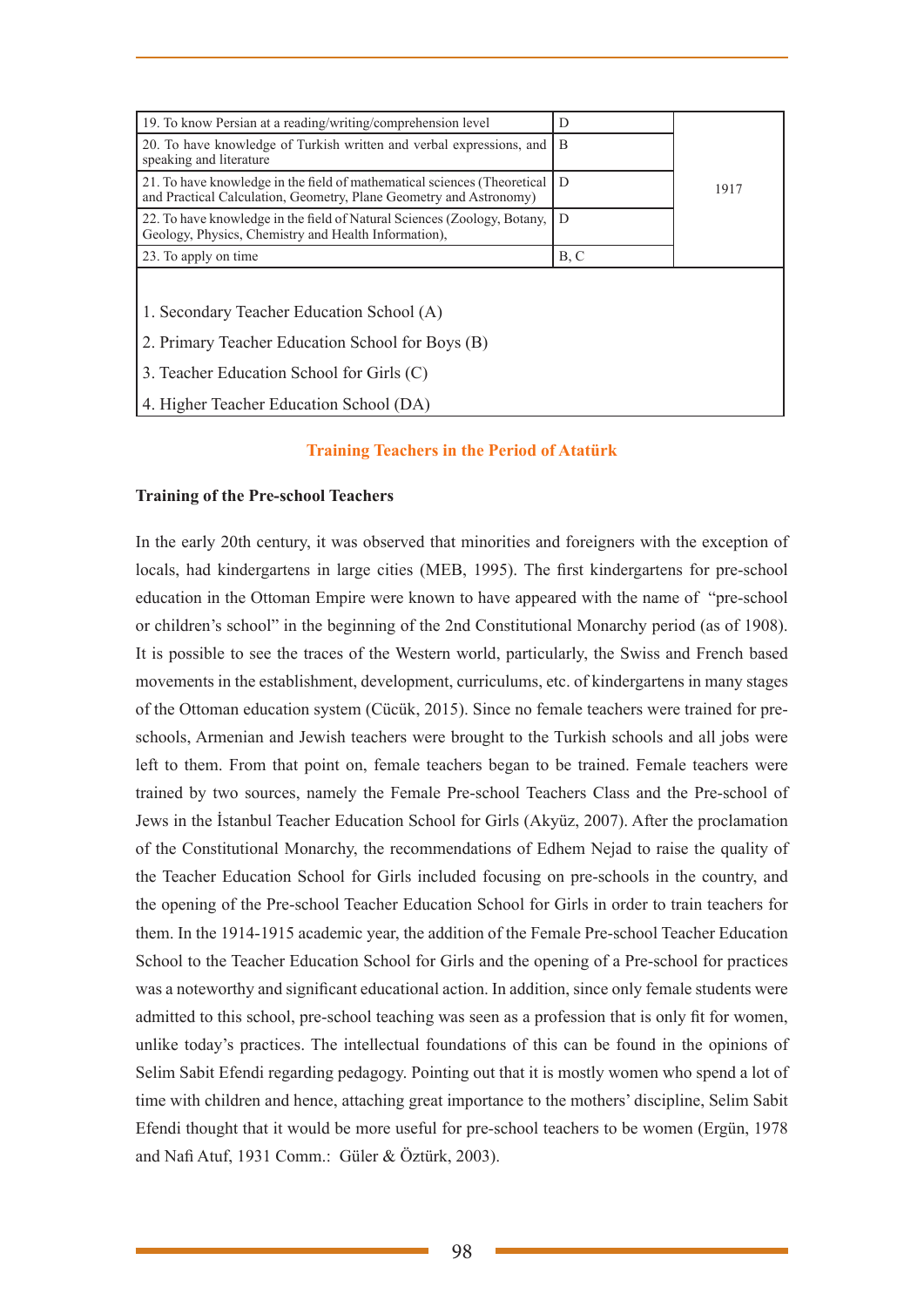| | | |
|---|---|---|
| 19. To know Persian at a reading/writing/comprehension level | D | 1917 |
| 20. To have knowledge of Turkish written and verbal expressions, and speaking and literature | B | |
| 21. To have knowledge in the field of mathematical sciences (Theoretical and Practical Calculation, Geometry, Plane Geometry and Astronomy) | D | |
| 22. To have knowledge in the field of Natural Sciences (Zoology, Botany, Geology, Physics, Chemistry and Health Information), | D | |
| 23. To apply on time | B, C | |

1. Secondary Teacher Education School (A)
2. Primary Teacher Education School for Boys (B)
3. Teacher Education School for Girls (C)
4. Higher Teacher Education School (DA)

## Training Teachers in the Period of Atatürk

### Training of the Pre-school Teachers

In the early 20th century, it was observed that minorities and foreigners with the exception of locals, had kindergartens in large cities (MEB, 1995). The first kindergartens for pre-school education in the Ottoman Empire were known to have appeared with the name of "pre-school or children's school" in the beginning of the 2nd Constitutional Monarchy period (as of 1908). It is possible to see the traces of the Western world, particularly, the Swiss and French based movements in the establishment, development, curriculums, etc. of kindergartens in many stages of the Ottoman education system (Cücük, 2015). Since no female teachers were trained for pre-schools, Armenian and Jewish teachers were brought to the Turkish schools and all jobs were left to them. From that point on, female teachers began to be trained. Female teachers were trained by two sources, namely the Female Pre-school Teachers Class and the Pre-school of Jews in the İstanbul Teacher Education School for Girls (Akyüz, 2007). After the proclamation of the Constitutional Monarchy, the recommendations of Edhem Nejad to raise the quality of the Teacher Education School for Girls included focusing on pre-schools in the country, and the opening of the Pre-school Teacher Education School for Girls in order to train teachers for them. In the 1914-1915 academic year, the addition of the Female Pre-school Teacher Education School to the Teacher Education School for Girls and the opening of a Pre-school for practices was a noteworthy and significant educational action. In addition, since only female students were admitted to this school, pre-school teaching was seen as a profession that is only fit for women, unlike today's practices. The intellectual foundations of this can be found in the opinions of Selim Sabit Efendi regarding pedagogy. Pointing out that it is mostly women who spend a lot of time with children and hence, attaching great importance to the mothers' discipline, Selim Sabit Efendi thought that it would be more useful for pre-school teachers to be women (Ergün, 1978 and Nafi Atuf, 1931 Comm.: Güler & Öztürk, 2003).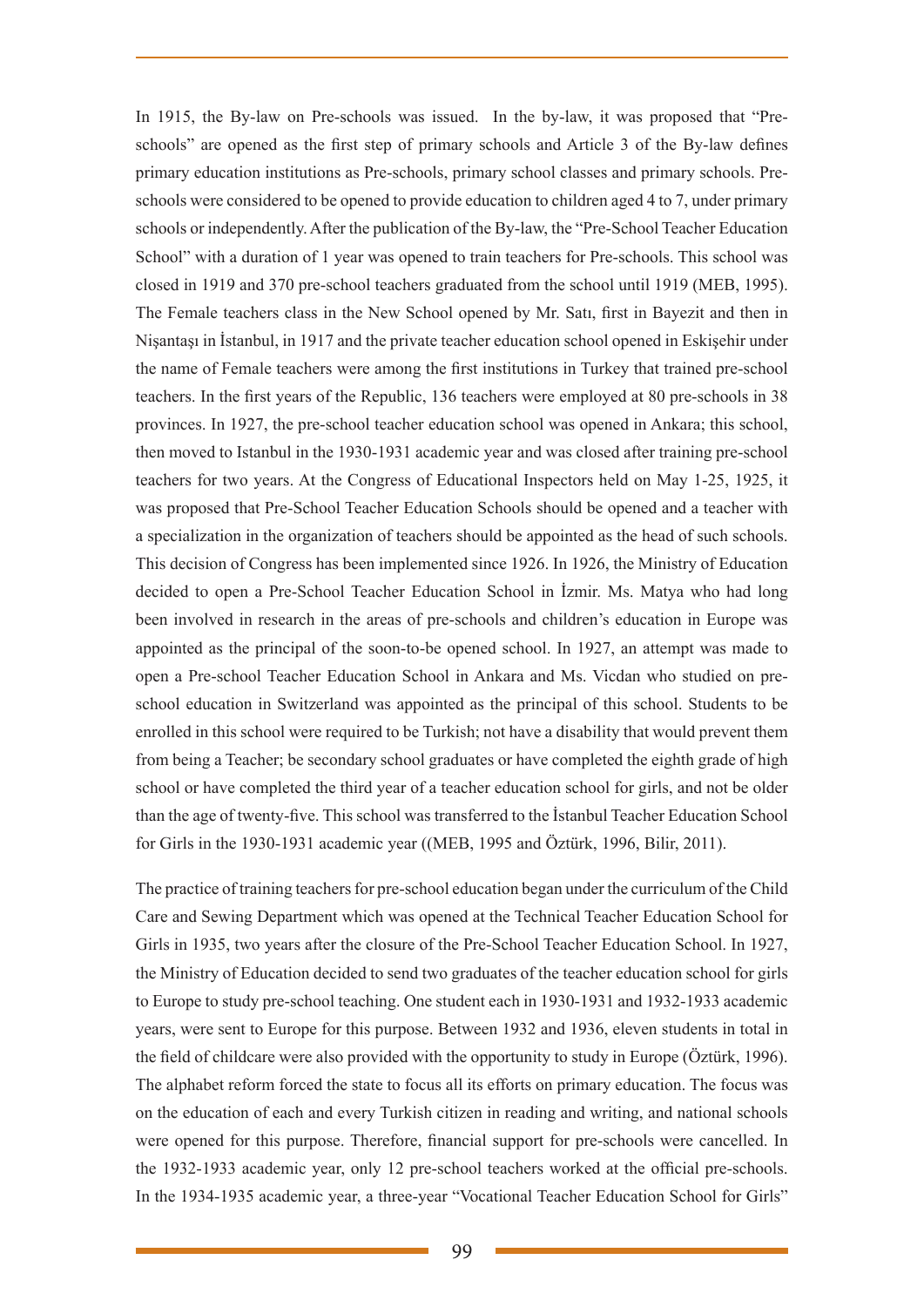In 1915, the By-law on Pre-schools was issued. In the by-law, it was proposed that "Pre-schools" are opened as the first step of primary schools and Article 3 of the By-law defines primary education institutions as Pre-schools, primary school classes and primary schools. Pre-schools were considered to be opened to provide education to children aged 4 to 7, under primary schools or independently. After the publication of the By-law, the "Pre-School Teacher Education School" with a duration of 1 year was opened to train teachers for Pre-schools. This school was closed in 1919 and 370 pre-school teachers graduated from the school until 1919 (MEB, 1995). The Female teachers class in the New School opened by Mr. Satı, first in Bayezit and then in Nişantaşı in İstanbul, in 1917 and the private teacher education school opened in Eskişehir under the name of Female teachers were among the first institutions in Turkey that trained pre-school teachers. In the first years of the Republic, 136 teachers were employed at 80 pre-schools in 38 provinces. In 1927, the pre-school teacher education school was opened in Ankara; this school, then moved to Istanbul in the 1930-1931 academic year and was closed after training pre-school teachers for two years. At the Congress of Educational Inspectors held on May 1-25, 1925, it was proposed that Pre-School Teacher Education Schools should be opened and a teacher with a specialization in the organization of teachers should be appointed as the head of such schools. This decision of Congress has been implemented since 1926. In 1926, the Ministry of Education decided to open a Pre-School Teacher Education School in İzmir. Ms. Matya who had long been involved in research in the areas of pre-schools and children's education in Europe was appointed as the principal of the soon-to-be opened school. In 1927, an attempt was made to open a Pre-school Teacher Education School in Ankara and Ms. Vicdan who studied on pre-school education in Switzerland was appointed as the principal of this school. Students to be enrolled in this school were required to be Turkish; not have a disability that would prevent them from being a Teacher; be secondary school graduates or have completed the eighth grade of high school or have completed the third year of a teacher education school for girls, and not be older than the age of twenty-five. This school was transferred to the İstanbul Teacher Education School for Girls in the 1930-1931 academic year ((MEB, 1995 and Öztürk, 1996, Bilir, 2011).

The practice of training teachers for pre-school education began under the curriculum of the Child Care and Sewing Department which was opened at the Technical Teacher Education School for Girls in 1935, two years after the closure of the Pre-School Teacher Education School. In 1927, the Ministry of Education decided to send two graduates of the teacher education school for girls to Europe to study pre-school teaching. One student each in 1930-1931 and 1932-1933 academic years, were sent to Europe for this purpose. Between 1932 and 1936, eleven students in total in the field of childcare were also provided with the opportunity to study in Europe (Öztürk, 1996). The alphabet reform forced the state to focus all its efforts on primary education. The focus was on the education of each and every Turkish citizen in reading and writing, and national schools were opened for this purpose. Therefore, financial support for pre-schools were cancelled. In the 1932-1933 academic year, only 12 pre-school teachers worked at the official pre-schools. In the 1934-1935 academic year, a three-year "Vocational Teacher Education School for Girls"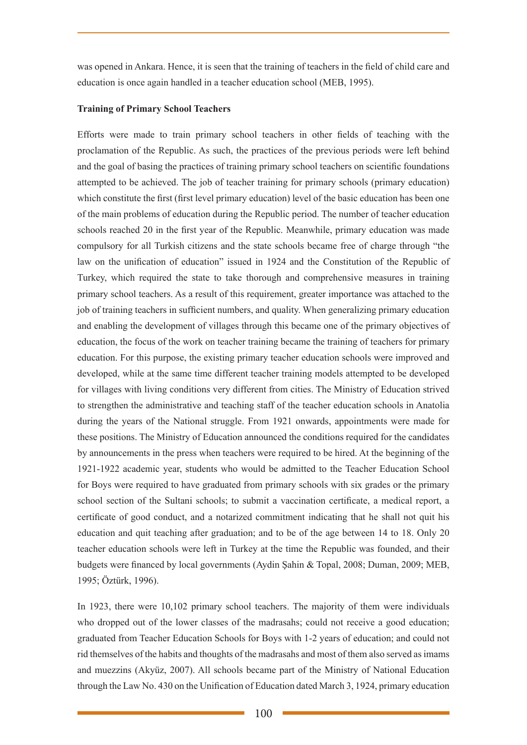was opened in Ankara. Hence, it is seen that the training of teachers in the field of child care and education is once again handled in a teacher education school (MEB, 1995).

**Training of Primary School Teachers**

Efforts were made to train primary school teachers in other fields of teaching with the proclamation of the Republic. As such, the practices of the previous periods were left behind and the goal of basing the practices of training primary school teachers on scientific foundations attempted to be achieved. The job of teacher training for primary schools (primary education) which constitute the first (first level primary education) level of the basic education has been one of the main problems of education during the Republic period. The number of teacher education schools reached 20 in the first year of the Republic. Meanwhile, primary education was made compulsory for all Turkish citizens and the state schools became free of charge through "the law on the unification of education" issued in 1924 and the Constitution of the Republic of Turkey, which required the state to take thorough and comprehensive measures in training primary school teachers. As a result of this requirement, greater importance was attached to the job of training teachers in sufficient numbers, and quality. When generalizing primary education and enabling the development of villages through this became one of the primary objectives of education, the focus of the work on teacher training became the training of teachers for primary education. For this purpose, the existing primary teacher education schools were improved and developed, while at the same time different teacher training models attempted to be developed for villages with living conditions very different from cities. The Ministry of Education strived to strengthen the administrative and teaching staff of the teacher education schools in Anatolia during the years of the National struggle. From 1921 onwards, appointments were made for these positions. The Ministry of Education announced the conditions required for the candidates by announcements in the press when teachers were required to be hired. At the beginning of the 1921-1922 academic year, students who would be admitted to the Teacher Education School for Boys were required to have graduated from primary schools with six grades or the primary school section of the Sultani schools; to submit a vaccination certificate, a medical report, a certificate of good conduct, and a notarized commitment indicating that he shall not quit his education and quit teaching after graduation; and to be of the age between 14 to 18. Only 20 teacher education schools were left in Turkey at the time the Republic was founded, and their budgets were financed by local governments (Aydin Şahin & Topal, 2008; Duman, 2009; MEB, 1995; Öztürk, 1996).

In 1923, there were 10,102 primary school teachers. The majority of them were individuals who dropped out of the lower classes of the madrasahs; could not receive a good education; graduated from Teacher Education Schools for Boys with 1-2 years of education; and could not rid themselves of the habits and thoughts of the madrasahs and most of them also served as imams and muezzins (Akyüz, 2007). All schools became part of the Ministry of National Education through the Law No. 430 on the Unification of Education dated March 3, 1924, primary education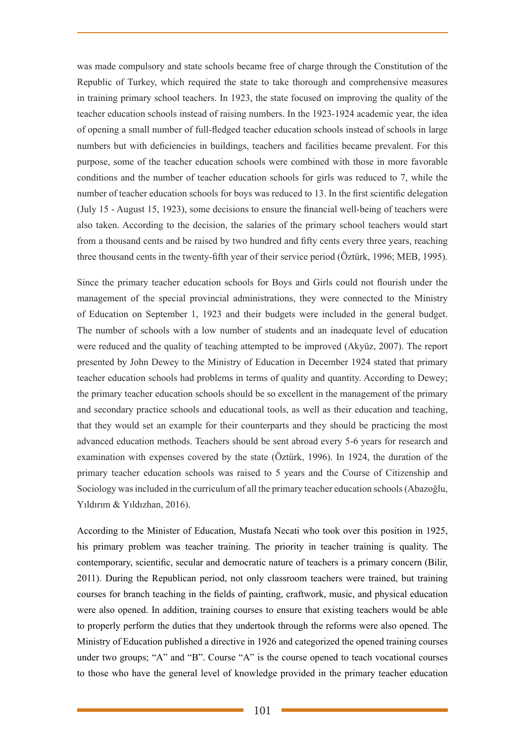was made compulsory and state schools became free of charge through the Constitution of the Republic of Turkey, which required the state to take thorough and comprehensive measures in training primary school teachers. In 1923, the state focused on improving the quality of the teacher education schools instead of raising numbers. In the 1923-1924 academic year, the idea of opening a small number of full-fledged teacher education schools instead of schools in large numbers but with deficiencies in buildings, teachers and facilities became prevalent. For this purpose, some of the teacher education schools were combined with those in more favorable conditions and the number of teacher education schools for girls was reduced to 7, while the number of teacher education schools for boys was reduced to 13. In the first scientific delegation (July 15 - August 15, 1923), some decisions to ensure the financial well-being of teachers were also taken. According to the decision, the salaries of the primary school teachers would start from a thousand cents and be raised by two hundred and fifty cents every three years, reaching three thousand cents in the twenty-fifth year of their service period (Öztürk, 1996; MEB, 1995).

Since the primary teacher education schools for Boys and Girls could not flourish under the management of the special provincial administrations, they were connected to the Ministry of Education on September 1, 1923 and their budgets were included in the general budget. The number of schools with a low number of students and an inadequate level of education were reduced and the quality of teaching attempted to be improved (Akyüz, 2007). The report presented by John Dewey to the Ministry of Education in December 1924 stated that primary teacher education schools had problems in terms of quality and quantity. According to Dewey; the primary teacher education schools should be so excellent in the management of the primary and secondary practice schools and educational tools, as well as their education and teaching, that they would set an example for their counterparts and they should be practicing the most advanced education methods. Teachers should be sent abroad every 5-6 years for research and examination with expenses covered by the state (Öztürk, 1996). In 1924, the duration of the primary teacher education schools was raised to 5 years and the Course of Citizenship and Sociology was included in the curriculum of all the primary teacher education schools (Abazoğlu, Yıldırım & Yıldızhan, 2016).

According to the Minister of Education, Mustafa Necati who took over this position in 1925, his primary problem was teacher training. The priority in teacher training is quality. The contemporary, scientific, secular and democratic nature of teachers is a primary concern (Bilir, 2011). During the Republican period, not only classroom teachers were trained, but training courses for branch teaching in the fields of painting, craftwork, music, and physical education were also opened. In addition, training courses to ensure that existing teachers would be able to properly perform the duties that they undertook through the reforms were also opened. The Ministry of Education published a directive in 1926 and categorized the opened training courses under two groups; "A" and "B". Course "A" is the course opened to teach vocational courses to those who have the general level of knowledge provided in the primary teacher education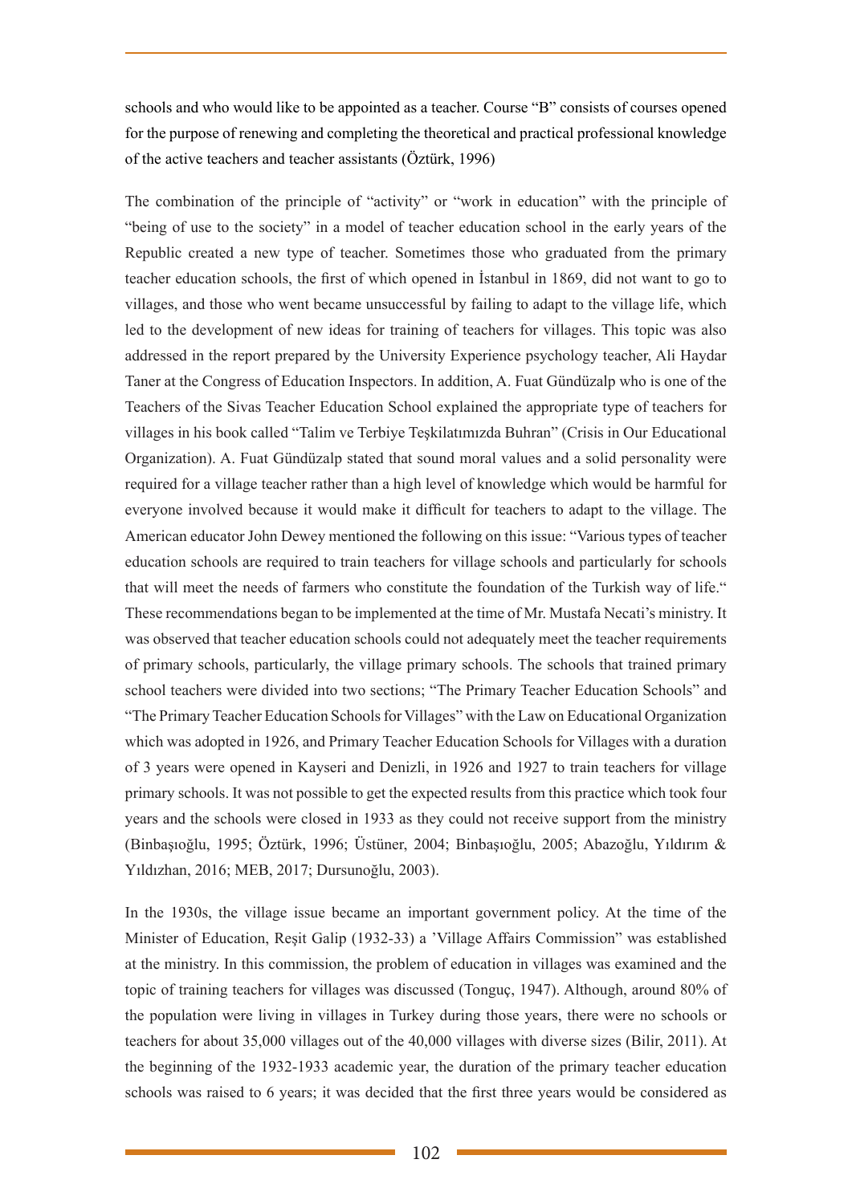schools and who would like to be appointed as a teacher. Course "B" consists of courses opened for the purpose of renewing and completing the theoretical and practical professional knowledge of the active teachers and teacher assistants (Öztürk, 1996)

The combination of the principle of "activity" or "work in education" with the principle of "being of use to the society" in a model of teacher education school in the early years of the Republic created a new type of teacher. Sometimes those who graduated from the primary teacher education schools, the first of which opened in İstanbul in 1869, did not want to go to villages, and those who went became unsuccessful by failing to adapt to the village life, which led to the development of new ideas for training of teachers for villages. This topic was also addressed in the report prepared by the University Experience psychology teacher, Ali Haydar Taner at the Congress of Education Inspectors. In addition, A. Fuat Gündüzalp who is one of the Teachers of the Sivas Teacher Education School explained the appropriate type of teachers for villages in his book called "Talim ve Terbiye Teşkilatımızda Buhran" (Crisis in Our Educational Organization). A. Fuat Gündüzalp stated that sound moral values and a solid personality were required for a village teacher rather than a high level of knowledge which would be harmful for everyone involved because it would make it difficult for teachers to adapt to the village. The American educator John Dewey mentioned the following on this issue: "Various types of teacher education schools are required to train teachers for village schools and particularly for schools that will meet the needs of farmers who constitute the foundation of the Turkish way of life." These recommendations began to be implemented at the time of Mr. Mustafa Necati's ministry. It was observed that teacher education schools could not adequately meet the teacher requirements of primary schools, particularly, the village primary schools. The schools that trained primary school teachers were divided into two sections; "The Primary Teacher Education Schools" and "The Primary Teacher Education Schools for Villages" with the Law on Educational Organization which was adopted in 1926, and Primary Teacher Education Schools for Villages with a duration of 3 years were opened in Kayseri and Denizli, in 1926 and 1927 to train teachers for village primary schools. It was not possible to get the expected results from this practice which took four years and the schools were closed in 1933 as they could not receive support from the ministry (Binbaşıoğlu, 1995; Öztürk, 1996; Üstüner, 2004; Binbaşıoğlu, 2005; Abazoğlu, Yıldırım & Yıldızhan, 2016; MEB, 2017; Dursunoğlu, 2003).

In the 1930s, the village issue became an important government policy. At the time of the Minister of Education, Reşit Galip (1932-33) a 'Village Affairs Commission" was established at the ministry. In this commission, the problem of education in villages was examined and the topic of training teachers for villages was discussed (Tonguç, 1947). Although, around 80% of the population were living in villages in Turkey during those years, there were no schools or teachers for about 35,000 villages out of the 40,000 villages with diverse sizes (Bilir, 2011). At the beginning of the 1932-1933 academic year, the duration of the primary teacher education schools was raised to 6 years; it was decided that the first three years would be considered as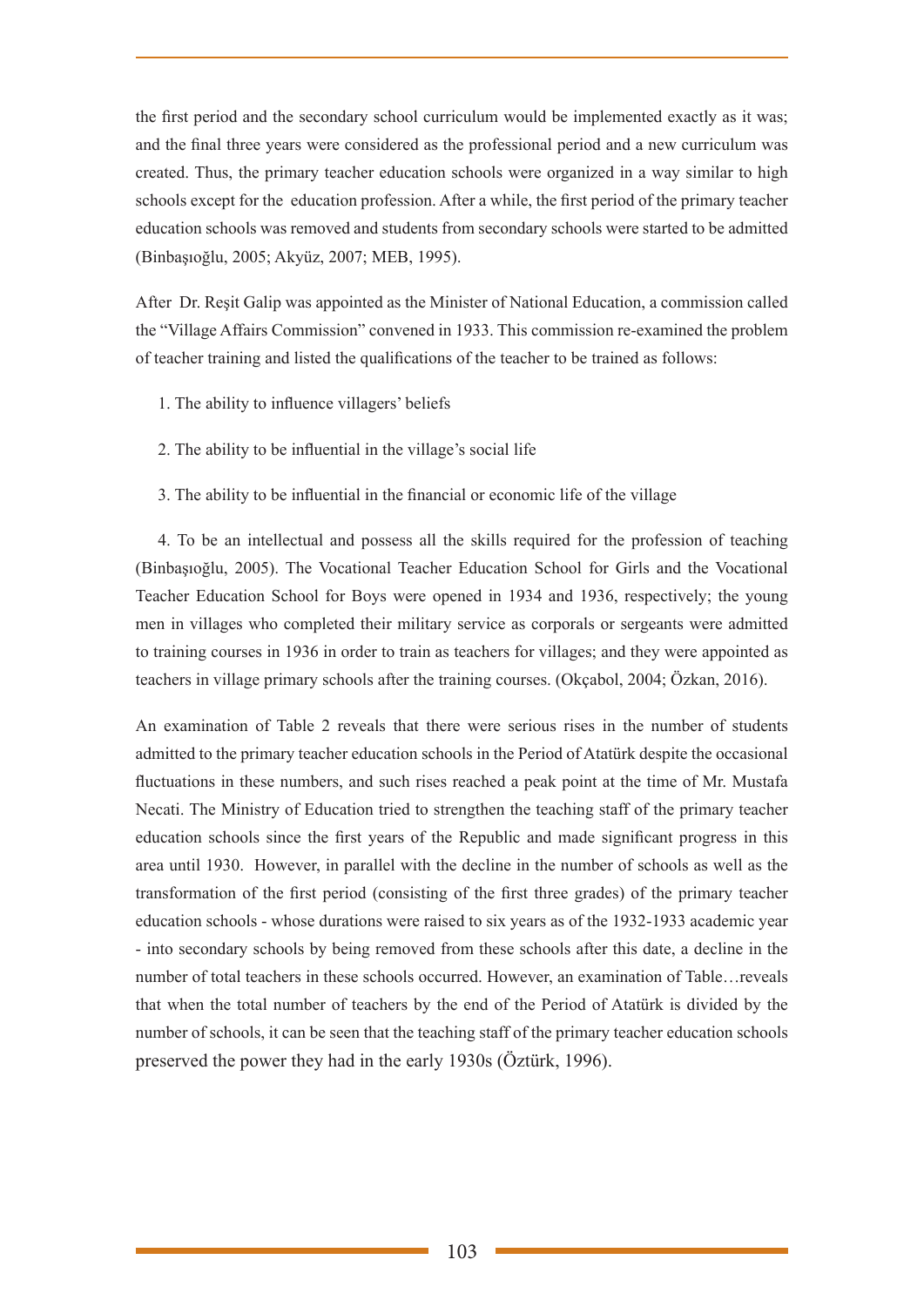the first period and the secondary school curriculum would be implemented exactly as it was; and the final three years were considered as the professional period and a new curriculum was created. Thus, the primary teacher education schools were organized in a way similar to high schools except for the education profession. After a while, the first period of the primary teacher education schools was removed and students from secondary schools were started to be admitted (Binbaşıoğlu, 2005; Akyüz, 2007; MEB, 1995).

After Dr. Reşit Galip was appointed as the Minister of National Education, a commission called the "Village Affairs Commission" convened in 1933. This commission re-examined the problem of teacher training and listed the qualifications of the teacher to be trained as follows:

1. The ability to influence villagers' beliefs
2. The ability to be influential in the village's social life
3. The ability to be influential in the financial or economic life of the village
4. To be an intellectual and possess all the skills required for the profession of teaching (Binbaşıoğlu, 2005). The Vocational Teacher Education School for Girls and the Vocational Teacher Education School for Boys were opened in 1934 and 1936, respectively; the young men in villages who completed their military service as corporals or sergeants were admitted to training courses in 1936 in order to train as teachers for villages; and they were appointed as teachers in village primary schools after the training courses. (Okçabol, 2004; Özkan, 2016).

An examination of Table 2 reveals that there were serious rises in the number of students admitted to the primary teacher education schools in the Period of Atatürk despite the occasional fluctuations in these numbers, and such rises reached a peak point at the time of Mr. Mustafa Necati. The Ministry of Education tried to strengthen the teaching staff of the primary teacher education schools since the first years of the Republic and made significant progress in this area until 1930. However, in parallel with the decline in the number of schools as well as the transformation of the first period (consisting of the first three grades) of the primary teacher education schools - whose durations were raised to six years as of the 1932-1933 academic year - into secondary schools by being removed from these schools after this date, a decline in the number of total teachers in these schools occurred. However, an examination of Table…reveals that when the total number of teachers by the end of the Period of Atatürk is divided by the number of schools, it can be seen that the teaching staff of the primary teacher education schools preserved the power they had in the early 1930s (Öztürk, 1996).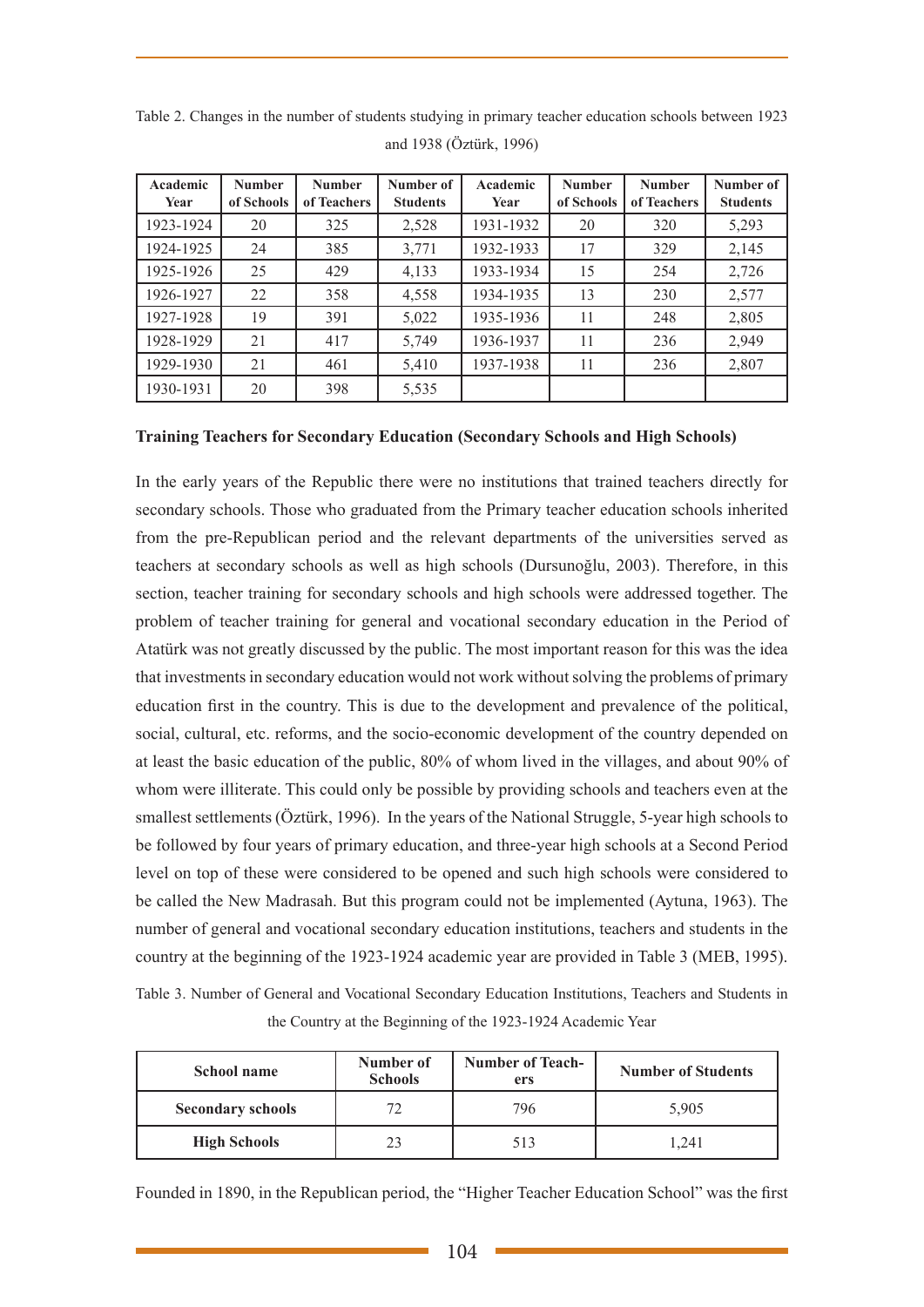Table 2. Changes in the number of students studying in primary teacher education schools between 1923 and 1938 (Öztürk, 1996)

| Academic Year | Number of Schools | Number of Teachers | Number of Students | Academic Year | Number of Schools | Number of Teachers | Number of Students |
|---|---|---|---|---|---|---|---|
| 1923-1924 | 20 | 325 | 2,528 | 1931-1932 | 20 | 320 | 5,293 |
| 1924-1925 | 24 | 385 | 3,771 | 1932-1933 | 17 | 329 | 2,145 |
| 1925-1926 | 25 | 429 | 4,133 | 1933-1934 | 15 | 254 | 2,726 |
| 1926-1927 | 22 | 358 | 4,558 | 1934-1935 | 13 | 230 | 2,577 |
| 1927-1928 | 19 | 391 | 5,022 | 1935-1936 | 11 | 248 | 2,805 |
| 1928-1929 | 21 | 417 | 5,749 | 1936-1937 | 11 | 236 | 2,949 |
| 1929-1930 | 21 | 461 | 5,410 | 1937-1938 | 11 | 236 | 2,807 |
| 1930-1931 | 20 | 398 | 5,535 | | | | |

**Training Teachers for Secondary Education (Secondary Schools and High Schools)**

In the early years of the Republic there were no institutions that trained teachers directly for secondary schools. Those who graduated from the Primary teacher education schools inherited from the pre-Republican period and the relevant departments of the universities served as teachers at secondary schools as well as high schools (Dursunoğlu, 2003). Therefore, in this section, teacher training for secondary schools and high schools were addressed together. The problem of teacher training for general and vocational secondary education in the Period of Atatürk was not greatly discussed by the public. The most important reason for this was the idea that investments in secondary education would not work without solving the problems of primary education first in the country. This is due to the development and prevalence of the political, social, cultural, etc. reforms, and the socio-economic development of the country depended on at least the basic education of the public, 80% of whom lived in the villages, and about 90% of whom were illiterate. This could only be possible by providing schools and teachers even at the smallest settlements (Öztürk, 1996). In the years of the National Struggle, 5-year high schools to be followed by four years of primary education, and three-year high schools at a Second Period level on top of these were considered to be opened and such high schools were considered to be called the New Madrasah. But this program could not be implemented (Aytuna, 1963). The number of general and vocational secondary education institutions, teachers and students in the country at the beginning of the 1923-1924 academic year are provided in Table 3 (MEB, 1995).

Table 3. Number of General and Vocational Secondary Education Institutions, Teachers and Students in the Country at the Beginning of the 1923-1924 Academic Year

| School name | Number of Schools | Number of Teachers | Number of Students |
|---|---|---|---|
| **Secondary schools** | 72 | 796 | 5,905 |
| **High Schools** | 23 | 513 | 1,241 |

Founded in 1890, in the Republican period, the "Higher Teacher Education School" was the first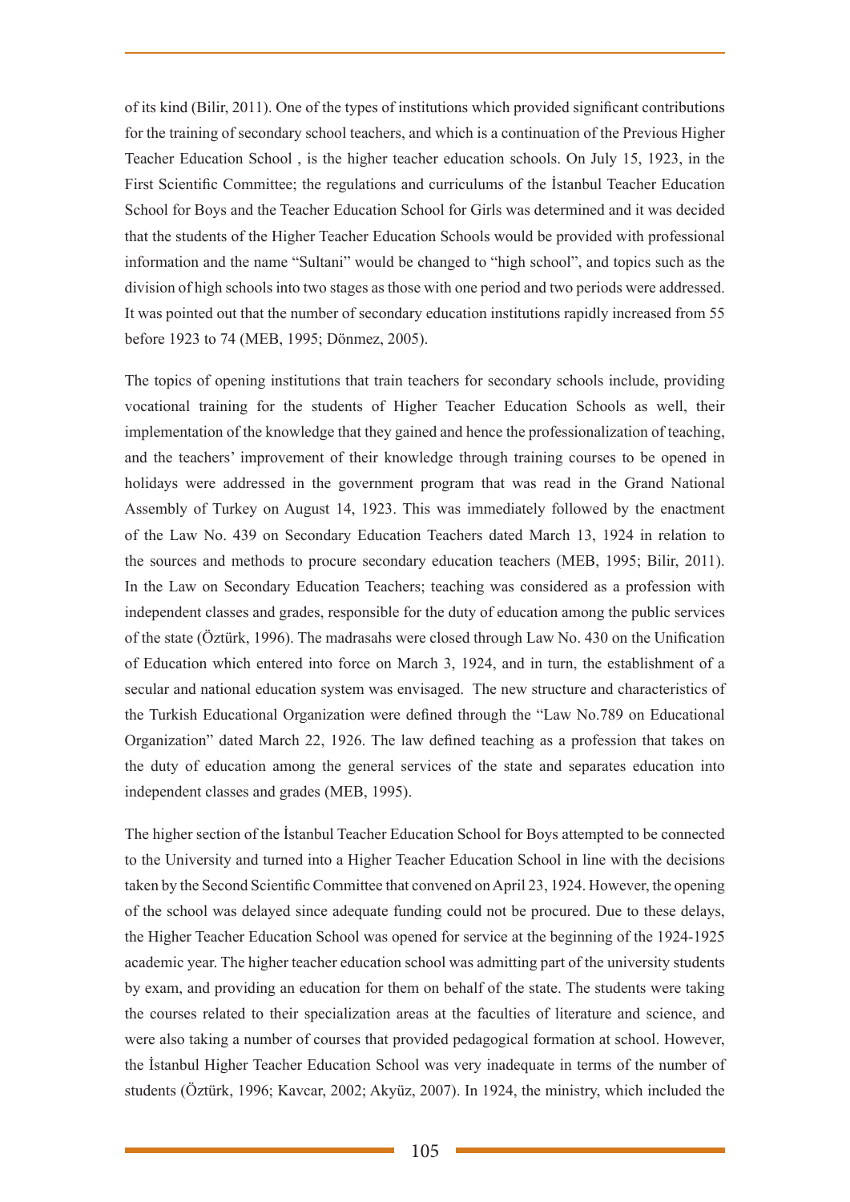of its kind (Bilir, 2011). One of the types of institutions which provided significant contributions for the training of secondary school teachers, and which is a continuation of the Previous Higher Teacher Education School , is the higher teacher education schools. On July 15, 1923, in the First Scientific Committee; the regulations and curriculums of the İstanbul Teacher Education School for Boys and the Teacher Education School for Girls was determined and it was decided that the students of the Higher Teacher Education Schools would be provided with professional information and the name "Sultani" would be changed to "high school", and topics such as the division of high schools into two stages as those with one period and two periods were addressed. It was pointed out that the number of secondary education institutions rapidly increased from 55 before 1923 to 74 (MEB, 1995; Dönmez, 2005).

The topics of opening institutions that train teachers for secondary schools include, providing vocational training for the students of Higher Teacher Education Schools as well, their implementation of the knowledge that they gained and hence the professionalization of teaching, and the teachers' improvement of their knowledge through training courses to be opened in holidays were addressed in the government program that was read in the Grand National Assembly of Turkey on August 14, 1923. This was immediately followed by the enactment of the Law No. 439 on Secondary Education Teachers dated March 13, 1924 in relation to the sources and methods to procure secondary education teachers (MEB, 1995; Bilir, 2011). In the Law on Secondary Education Teachers; teaching was considered as a profession with independent classes and grades, responsible for the duty of education among the public services of the state (Öztürk, 1996). The madrasahs were closed through Law No. 430 on the Unification of Education which entered into force on March 3, 1924, and in turn, the establishment of a secular and national education system was envisaged. The new structure and characteristics of the Turkish Educational Organization were defined through the "Law No.789 on Educational Organization" dated March 22, 1926. The law defined teaching as a profession that takes on the duty of education among the general services of the state and separates education into independent classes and grades (MEB, 1995).

The higher section of the İstanbul Teacher Education School for Boys attempted to be connected to the University and turned into a Higher Teacher Education School in line with the decisions taken by the Second Scientific Committee that convened on April 23, 1924. However, the opening of the school was delayed since adequate funding could not be procured. Due to these delays, the Higher Teacher Education School was opened for service at the beginning of the 1924-1925 academic year. The higher teacher education school was admitting part of the university students by exam, and providing an education for them on behalf of the state. The students were taking the courses related to their specialization areas at the faculties of literature and science, and were also taking a number of courses that provided pedagogical formation at school. However, the İstanbul Higher Teacher Education School was very inadequate in terms of the number of students (Öztürk, 1996; Kavcar, 2002; Akyüz, 2007). In 1924, the ministry, which included the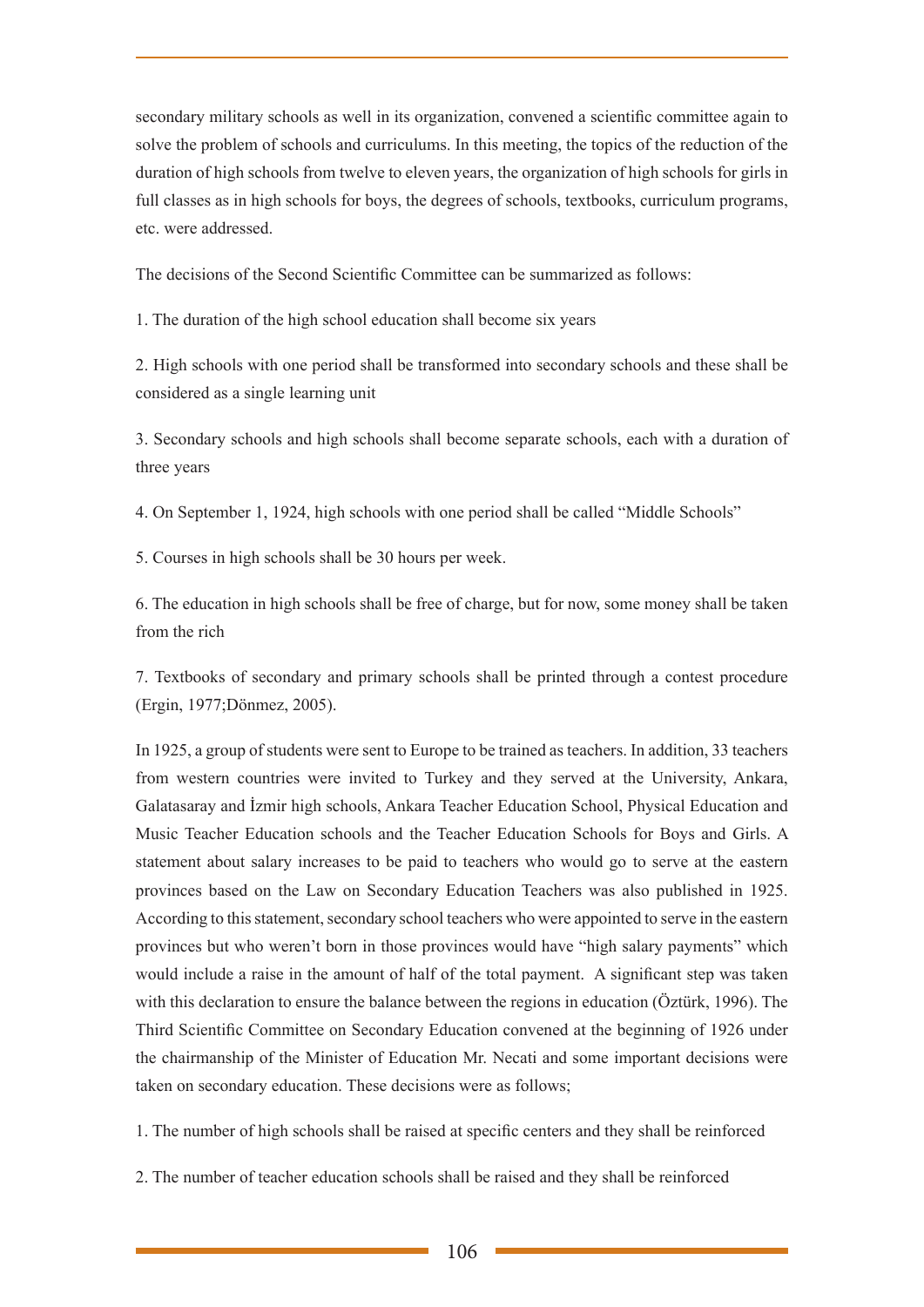secondary military schools as well in its organization, convened a scientific committee again to solve the problem of schools and curriculums. In this meeting, the topics of the reduction of the duration of high schools from twelve to eleven years, the organization of high schools for girls in full classes as in high schools for boys, the degrees of schools, textbooks, curriculum programs, etc. were addressed.

The decisions of the Second Scientific Committee can be summarized as follows:

1. The duration of the high school education shall become six years

2. High schools with one period shall be transformed into secondary schools and these shall be considered as a single learning unit

3. Secondary schools and high schools shall become separate schools, each with a duration of three years

4. On September 1, 1924, high schools with one period shall be called "Middle Schools"

5. Courses in high schools shall be 30 hours per week.

6. The education in high schools shall be free of charge, but for now, some money shall be taken from the rich

7. Textbooks of secondary and primary schools shall be printed through a contest procedure (Ergin, 1977;Dönmez, 2005).

In 1925, a group of students were sent to Europe to be trained as teachers. In addition, 33 teachers from western countries were invited to Turkey and they served at the University, Ankara, Galatasaray and İzmir high schools, Ankara Teacher Education School, Physical Education and Music Teacher Education schools and the Teacher Education Schools for Boys and Girls. A statement about salary increases to be paid to teachers who would go to serve at the eastern provinces based on the Law on Secondary Education Teachers was also published in 1925. According to this statement, secondary school teachers who were appointed to serve in the eastern provinces but who weren't born in those provinces would have "high salary payments" which would include a raise in the amount of half of the total payment. A significant step was taken with this declaration to ensure the balance between the regions in education (Öztürk, 1996). The Third Scientific Committee on Secondary Education convened at the beginning of 1926 under the chairmanship of the Minister of Education Mr. Necati and some important decisions were taken on secondary education. These decisions were as follows;

1. The number of high schools shall be raised at specific centers and they shall be reinforced

2. The number of teacher education schools shall be raised and they shall be reinforced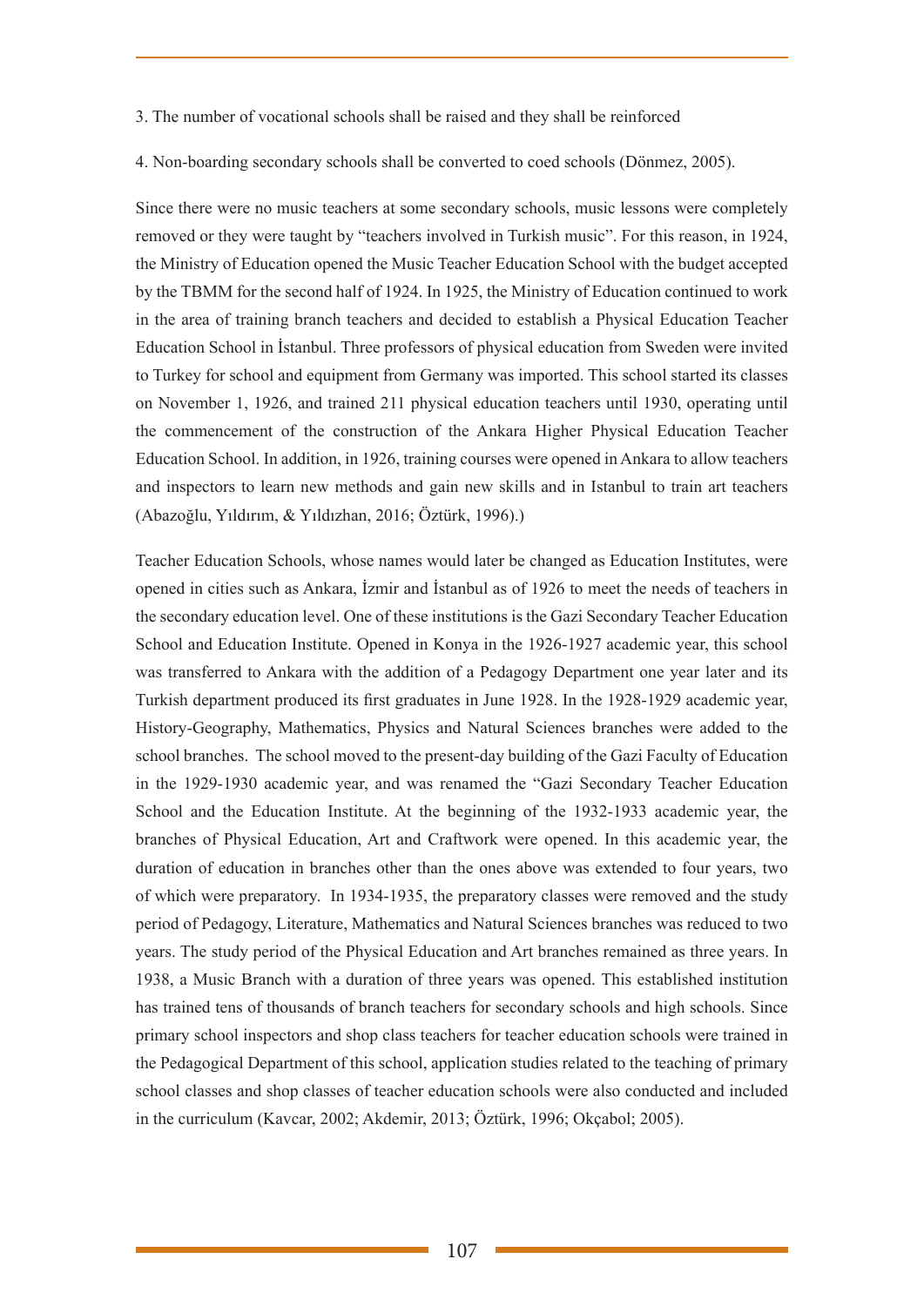3. The number of vocational schools shall be raised and they shall be reinforced

4. Non-boarding secondary schools shall be converted to coed schools (Dönmez, 2005).

Since there were no music teachers at some secondary schools, music lessons were completely removed or they were taught by "teachers involved in Turkish music". For this reason, in 1924, the Ministry of Education opened the Music Teacher Education School with the budget accepted by the TBMM for the second half of 1924. In 1925, the Ministry of Education continued to work in the area of training branch teachers and decided to establish a Physical Education Teacher Education School in İstanbul. Three professors of physical education from Sweden were invited to Turkey for school and equipment from Germany was imported. This school started its classes on November 1, 1926, and trained 211 physical education teachers until 1930, operating until the commencement of the construction of the Ankara Higher Physical Education Teacher Education School. In addition, in 1926, training courses were opened in Ankara to allow teachers and inspectors to learn new methods and gain new skills and in Istanbul to train art teachers (Abazoğlu, Yıldırım, & Yıldızhan, 2016; Öztürk, 1996).)

Teacher Education Schools, whose names would later be changed as Education Institutes, were opened in cities such as Ankara, İzmir and İstanbul as of 1926 to meet the needs of teachers in the secondary education level. One of these institutions is the Gazi Secondary Teacher Education School and Education Institute. Opened in Konya in the 1926-1927 academic year, this school was transferred to Ankara with the addition of a Pedagogy Department one year later and its Turkish department produced its first graduates in June 1928. In the 1928-1929 academic year, History-Geography, Mathematics, Physics and Natural Sciences branches were added to the school branches. The school moved to the present-day building of the Gazi Faculty of Education in the 1929-1930 academic year, and was renamed the "Gazi Secondary Teacher Education School and the Education Institute. At the beginning of the 1932-1933 academic year, the branches of Physical Education, Art and Craftwork were opened. In this academic year, the duration of education in branches other than the ones above was extended to four years, two of which were preparatory. In 1934-1935, the preparatory classes were removed and the study period of Pedagogy, Literature, Mathematics and Natural Sciences branches was reduced to two years. The study period of the Physical Education and Art branches remained as three years. In 1938, a Music Branch with a duration of three years was opened. This established institution has trained tens of thousands of branch teachers for secondary schools and high schools. Since primary school inspectors and shop class teachers for teacher education schools were trained in the Pedagogical Department of this school, application studies related to the teaching of primary school classes and shop classes of teacher education schools were also conducted and included in the curriculum (Kavcar, 2002; Akdemir, 2013; Öztürk, 1996; Okçabol; 2005).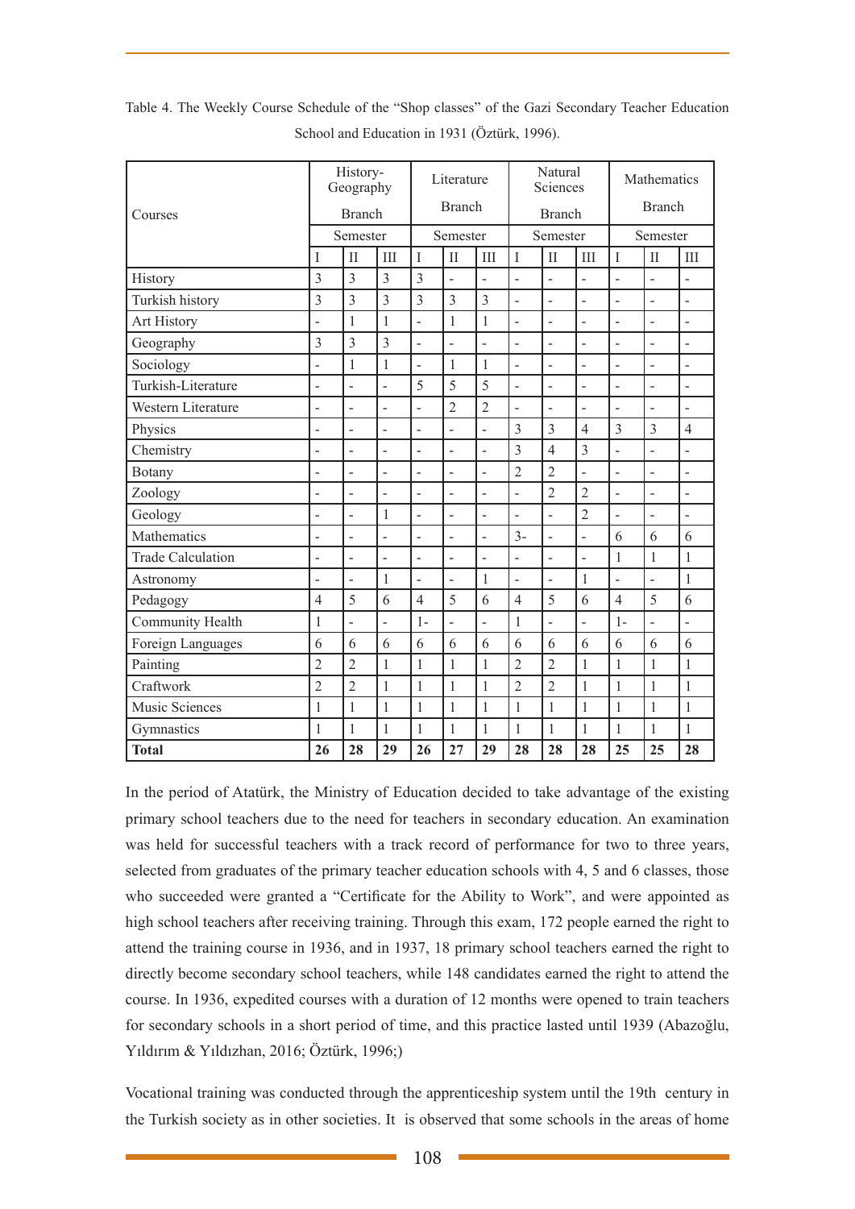Table 4. The Weekly Course Schedule of the "Shop classes" of the Gazi Secondary Teacher Education School and Education in 1931 (Öztürk, 1996).

| Courses | History-Geography Branch | | | Literature Branch | | | Natural Sciences Branch | | | Mathematics Branch | | |
|---|---|---|---|---|---|---|---|---|---|---|---|---|
| | Semester | | | Semester | | | Semester | | | Semester | | |
| | I | II | III | I | II | III | I | II | III | I | II | III |
| History | 3 | 3 | 3 | 3 | - | - | - | - | - | - | - | - |
| Turkish history | 3 | 3 | 3 | 3 | 3 | 3 | - | - | - | - | - | - |
| Art History | - | 1 | 1 | - | 1 | 1 | - | - | - | - | - | - |
| Geography | 3 | 3 | 3 | - | - | - | - | - | - | - | - | - |
| Sociology | - | 1 | 1 | - | 1 | 1 | - | - | - | - | - | - |
| Turkish-Literature | - | - | - | 5 | 5 | 5 | - | - | - | - | - | - |
| Western Literature | - | - | - | - | 2 | 2 | - | - | - | - | - | - |
| Physics | - | - | - | - | - | - | 3 | 3 | 4 | 3 | 3 | 4 |
| Chemistry | - | - | - | - | - | - | 3 | 4 | 3 | - | - | - |
| Botany | - | - | - | - | - | - | 2 | 2 | - | - | - | - |
| Zoology | - | - | - | - | - | - | - | 2 | 2 | - | - | - |
| Geology | - | - | 1 | - | - | - | - | - | 2 | - | - | - |
| Mathematics | - | - | - | - | - | - | 3- | - | - | 6 | 6 | 6 |
| Trade Calculation | - | - | - | - | - | - | - | - | - | 1 | 1 | 1 |
| Astronomy | - | - | 1 | - | - | 1 | - | - | 1 | - | - | 1 |
| Pedagogy | 4 | 5 | 6 | 4 | 5 | 6 | 4 | 5 | 6 | 4 | 5 | 6 |
| Community Health | 1 | - | - | 1- | - | - | 1 | - | - | 1- | - | - |
| Foreign Languages | 6 | 6 | 6 | 6 | 6 | 6 | 6 | 6 | 6 | 6 | 6 | 6 |
| Painting | 2 | 2 | 1 | 1 | 1 | 1 | 2 | 2 | 1 | 1 | 1 | 1 |
| Craftwork | 2 | 2 | 1 | 1 | 1 | 1 | 2 | 2 | 1 | 1 | 1 | 1 |
| Music Sciences | 1 | 1 | 1 | 1 | 1 | 1 | 1 | 1 | 1 | 1 | 1 | 1 |
| Gymnastics | 1 | 1 | 1 | 1 | 1 | 1 | 1 | 1 | 1 | 1 | 1 | 1 |
| **Total** | **26** | **28** | **29** | **26** | **27** | **29** | **28** | **28** | **28** | **25** | **25** | **28** |

In the period of Atatürk, the Ministry of Education decided to take advantage of the existing primary school teachers due to the need for teachers in secondary education. An examination was held for successful teachers with a track record of performance for two to three years, selected from graduates of the primary teacher education schools with 4, 5 and 6 classes, those who succeeded were granted a "Certificate for the Ability to Work", and were appointed as high school teachers after receiving training. Through this exam, 172 people earned the right to attend the training course in 1936, and in 1937, 18 primary school teachers earned the right to directly become secondary school teachers, while 148 candidates earned the right to attend the course. In 1936, expedited courses with a duration of 12 months were opened to train teachers for secondary schools in a short period of time, and this practice lasted until 1939 (Abazoğlu, Yıldırım & Yıldızhan, 2016; Öztürk, 1996;)

Vocational training was conducted through the apprenticeship system until the 19th century in the Turkish society as in other societies. It is observed that some schools in the areas of home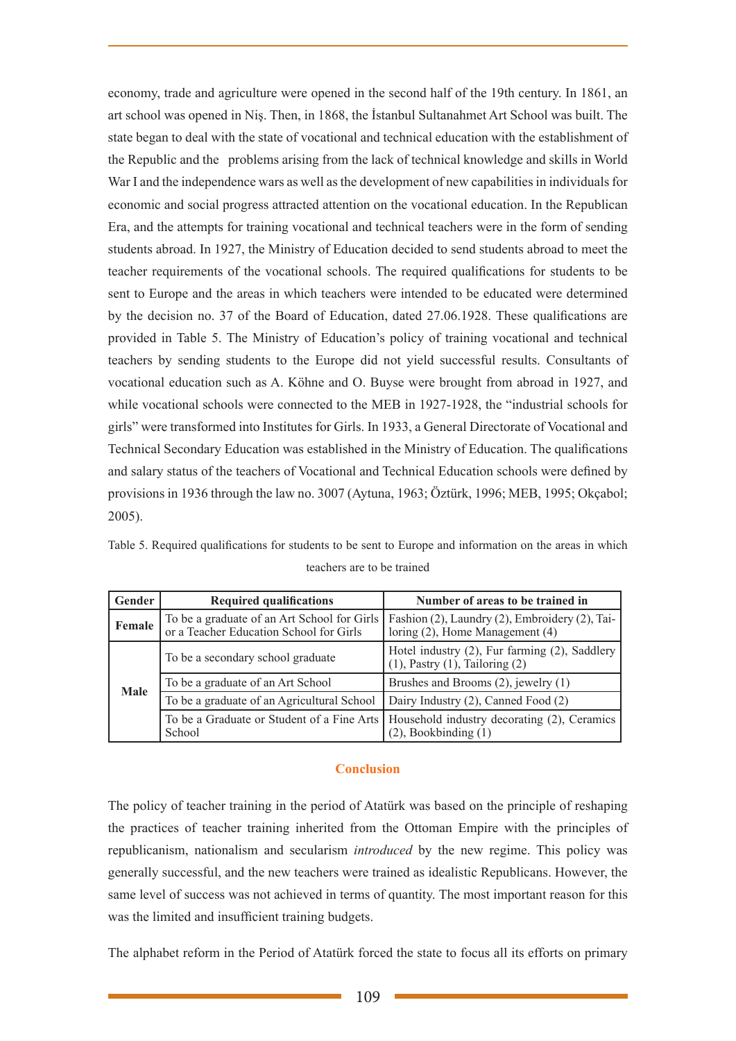economy, trade and agriculture were opened in the second half of the 19th century. In 1861, an art school was opened in Niş. Then, in 1868, the İstanbul Sultanahmet Art School was built. The state began to deal with the state of vocational and technical education with the establishment of the Republic and the problems arising from the lack of technical knowledge and skills in World War I and the independence wars as well as the development of new capabilities in individuals for economic and social progress attracted attention on the vocational education. In the Republican Era, and the attempts for training vocational and technical teachers were in the form of sending students abroad. In 1927, the Ministry of Education decided to send students abroad to meet the teacher requirements of the vocational schools. The required qualifications for students to be sent to Europe and the areas in which teachers were intended to be educated were determined by the decision no. 37 of the Board of Education, dated 27.06.1928. These qualifications are provided in Table 5. The Ministry of Education's policy of training vocational and technical teachers by sending students to the Europe did not yield successful results. Consultants of vocational education such as A. Köhne and O. Buyse were brought from abroad in 1927, and while vocational schools were connected to the MEB in 1927-1928, the "industrial schools for girls" were transformed into Institutes for Girls. In 1933, a General Directorate of Vocational and Technical Secondary Education was established in the Ministry of Education. The qualifications and salary status of the teachers of Vocational and Technical Education schools were defined by provisions in 1936 through the law no. 3007 (Aytuna, 1963; Öztürk, 1996; MEB, 1995; Okçabol; 2005).

Table 5. Required qualifications for students to be sent to Europe and information on the areas in which teachers are to be trained

| Gender | Required qualifications | Number of areas to be trained in |
|---|---|---|
| Female | To be a graduate of an Art School for Girls or a Teacher Education School for Girls | Fashion (2), Laundry (2), Embroidery (2), Tailoring (2), Home Management (4) |
| Male | To be a secondary school graduate | Hotel industry (2), Fur farming (2), Saddlery (1), Pastry (1), Tailoring (2) |
| | To be a graduate of an Art School | Brushes and Brooms (2), jewelry (1) |
| | To be a graduate of an Agricultural School | Dairy Industry (2), Canned Food (2) |
| | To be a Graduate or Student of a Fine Arts School | Household industry decorating (2), Ceramics (2), Bookbinding (1) |

## Conclusion

The policy of teacher training in the period of Atatürk was based on the principle of reshaping the practices of teacher training inherited from the Ottoman Empire with the principles of republicanism, nationalism and secularism *introduced* by the new regime. This policy was generally successful, and the new teachers were trained as idealistic Republicans. However, the same level of success was not achieved in terms of quantity. The most important reason for this was the limited and insufficient training budgets.

The alphabet reform in the Period of Atatürk forced the state to focus all its efforts on primary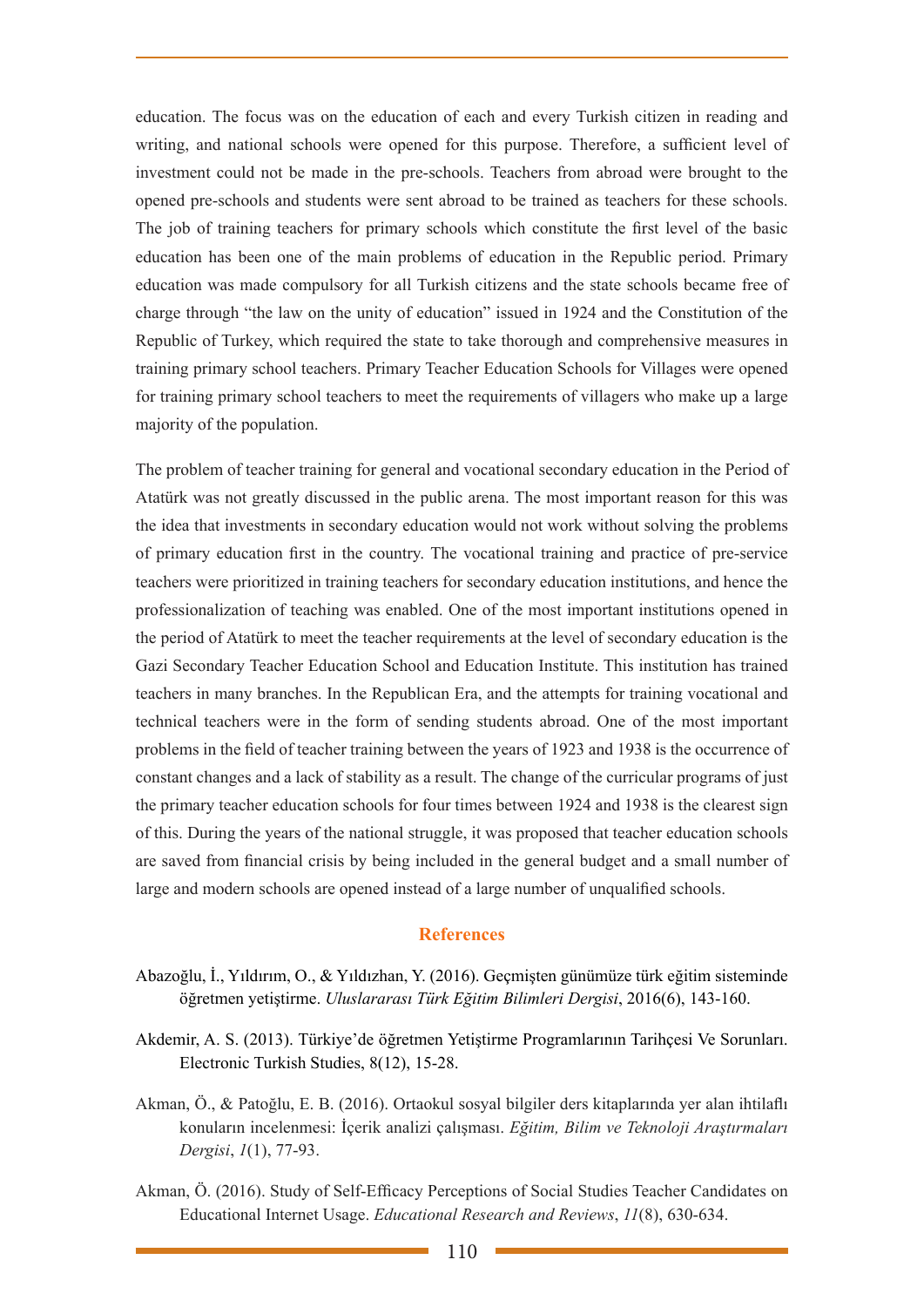education. The focus was on the education of each and every Turkish citizen in reading and writing, and national schools were opened for this purpose. Therefore, a sufficient level of investment could not be made in the pre-schools. Teachers from abroad were brought to the opened pre-schools and students were sent abroad to be trained as teachers for these schools. The job of training teachers for primary schools which constitute the first level of the basic education has been one of the main problems of education in the Republic period. Primary education was made compulsory for all Turkish citizens and the state schools became free of charge through "the law on the unity of education" issued in 1924 and the Constitution of the Republic of Turkey, which required the state to take thorough and comprehensive measures in training primary school teachers. Primary Teacher Education Schools for Villages were opened for training primary school teachers to meet the requirements of villagers who make up a large majority of the population.

The problem of teacher training for general and vocational secondary education in the Period of Atatürk was not greatly discussed in the public arena. The most important reason for this was the idea that investments in secondary education would not work without solving the problems of primary education first in the country. The vocational training and practice of pre-service teachers were prioritized in training teachers for secondary education institutions, and hence the professionalization of teaching was enabled. One of the most important institutions opened in the period of Atatürk to meet the teacher requirements at the level of secondary education is the Gazi Secondary Teacher Education School and Education Institute. This institution has trained teachers in many branches. In the Republican Era, and the attempts for training vocational and technical teachers were in the form of sending students abroad. One of the most important problems in the field of teacher training between the years of 1923 and 1938 is the occurrence of constant changes and a lack of stability as a result. The change of the curricular programs of just the primary teacher education schools for four times between 1924 and 1938 is the clearest sign of this. During the years of the national struggle, it was proposed that teacher education schools are saved from financial crisis by being included in the general budget and a small number of large and modern schools are opened instead of a large number of unqualified schools.

## References

Abazoğlu, İ., Yıldırım, O., & Yıldızhan, Y. (2016). Geçmişten günümüze türk eğitim sisteminde öğretmen yetiştirme. *Uluslararası Türk Eğitim Bilimleri Dergisi*, 2016(6), 143-160.

Akdemir, A. S. (2013). Türkiye'de öğretmen Yetiştirme Programlarının Tarihçesi Ve Sorunları. Electronic Turkish Studies, 8(12), 15-28.

Akman, Ö., & Patoğlu, E. B. (2016). Ortaokul sosyal bilgiler ders kitaplarında yer alan ihtilaflı konuların incelenmesi: İçerik analizi çalışması. *Eğitim, Bilim ve Teknoloji Araştırmaları Dergisi*, *1*(1), 77-93.

Akman, Ö. (2016). Study of Self-Efficacy Perceptions of Social Studies Teacher Candidates on Educational Internet Usage. *Educational Research and Reviews*, *11*(8), 630-634.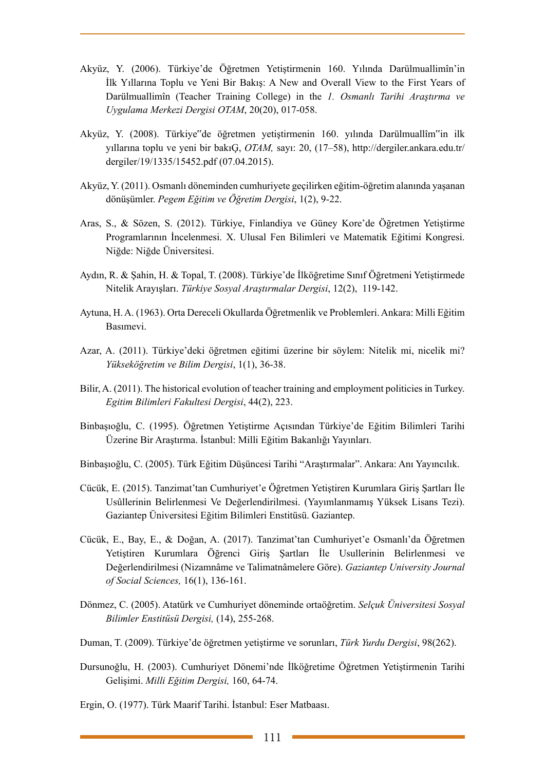Akyüz, Y. (2006). Türkiye'de Öğretmen Yetiştirmenin 160. Yılında Darülmuallimîn'in İlk Yıllarına Toplu ve Yeni Bir Bakış: A New and Overall View to the First Years of Darülmuallimîn (Teacher Training College) in the *1. Osmanlı Tarihi Araştırma ve Uygulama Merkezi Dergisi OTAM*, 20(20), 017-058.

Akyüz, Y. (2008). Türkiye"de öğretmen yetiştirmenin 160. yılında Darülmuallîm"in ilk yıllarına toplu ve yeni bir bakıǴ, *OTAM,* sayı: 20, (17–58), http://dergiler.ankara.edu.tr/dergiler/19/1335/15452.pdf (07.04.2015).

Akyüz, Y. (2011). Osmanlı döneminden cumhuriyete geçilirken eğitim-öğretim alanında yaşanan dönüşümler. *Pegem Eğitim ve Öğretim Dergisi*, 1(2), 9-22.

Aras, S., & Sözen, S. (2012). Türkiye, Finlandiya ve Güney Kore'de Öğretmen Yetiştirme Programlarının İncelenmesi. X. Ulusal Fen Bilimleri ve Matematik Eğitimi Kongresi. Niğde: Niğde Üniversitesi.

Aydın, R. & Şahin, H. & Topal, T. (2008). Türkiye'de İlköğretime Sınıf Öğretmeni Yetiştirmede Nitelik Arayışları. *Türkiye Sosyal Araştırmalar Dergisi*, 12(2), 119-142.

Aytuna, H. A. (1963). Orta Dereceli Okullarda Öğretmenlik ve Problemleri. Ankara: Milli Eğitim Basımevi.

Azar, A. (2011). Türkiye'deki öğretmen eğitimi üzerine bir söylem: Nitelik mi, nicelik mi? *Yükseköğretim ve Bilim Dergisi*, 1(1), 36-38.

Bilir, A. (2011). The historical evolution of teacher training and employment politicies in Turkey. *Egitim Bilimleri Fakultesi Dergisi*, 44(2), 223.

Binbaşıoğlu, C. (1995). Öğretmen Yetiştirme Açısından Türkiye'de Eğitim Bilimleri Tarihi Üzerine Bir Araştırma. İstanbul: Milli Eğitim Bakanlığı Yayınları.

Binbaşıoğlu, C. (2005). Türk Eğitim Düşüncesi Tarihi "Araştırmalar". Ankara: Anı Yayıncılık.

Cücük, E. (2015). Tanzimat'tan Cumhuriyet'e Öğretmen Yetiştiren Kurumlara Giriş Şartları İle Usûllerinin Belirlenmesi Ve Değerlendirilmesi. (Yayımlanmamış Yüksek Lisans Tezi). Gaziantep Üniversitesi Eğitim Bilimleri Enstitüsü. Gaziantep.

Cücük, E., Bay, E., & Doğan, A. (2017). Tanzimat'tan Cumhuriyet'e Osmanlı'da Öğretmen Yetiştiren Kurumlara Öğrenci Giriş Şartları İle Usullerinin Belirlenmesi ve Değerlendirilmesi (Nizamnâme ve Talimatnâmelere Göre). *Gaziantep University Journal of Social Sciences,* 16(1), 136-161.

Dönmez, C. (2005). Atatürk ve Cumhuriyet döneminde ortaöğretim. *Selçuk Üniversitesi Sosyal Bilimler Enstitüsü Dergisi,* (14), 255-268.

Duman, T. (2009). Türkiye'de öğretmen yetiştirme ve sorunları, *Türk Yurdu Dergisi*, 98(262).

Dursunoğlu, H. (2003). Cumhuriyet Dönemi'nde İlköğretime Öğretmen Yetiştirmenin Tarihi Gelişimi. *Milli Eğitim Dergisi,* 160, 64-74.

Ergin, O. (1977). Türk Maarif Tarihi. İstanbul: Eser Matbaası.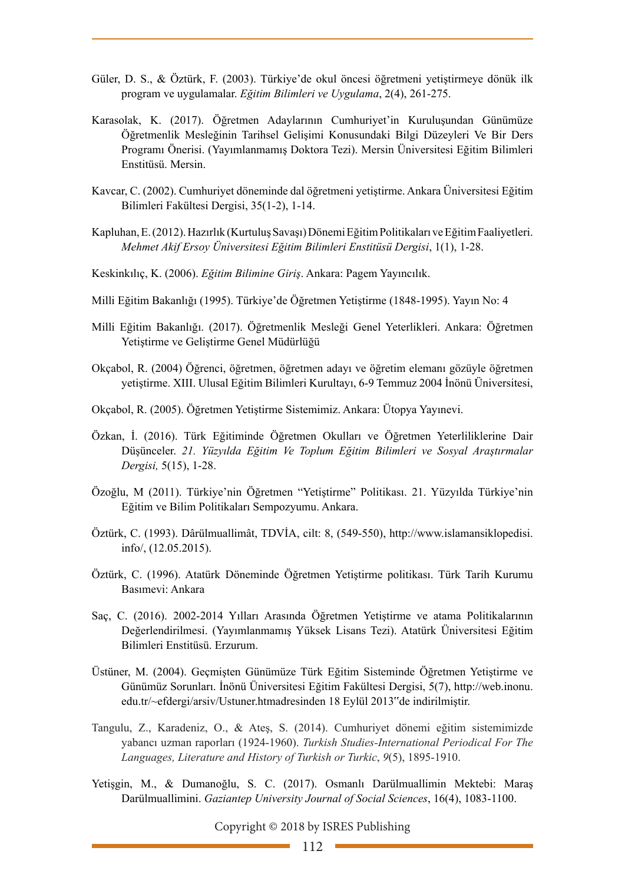Güler, D. S., & Öztürk, F. (2003). Türkiye'de okul öncesi öğretmeni yetiştirmeye dönük ilk program ve uygulamalar. *Eğitim Bilimleri ve Uygulama*, 2(4), 261-275.

Karasolak, K. (2017). Öğretmen Adaylarının Cumhuriyet'in Kuruluşundan Günümüze Öğretmenlik Mesleğinin Tarihsel Gelişimi Konusundaki Bilgi Düzeyleri Ve Bir Ders Programı Önerisi. (Yayımlanmamış Doktora Tezi). Mersin Üniversitesi Eğitim Bilimleri Enstitüsü. Mersin.

Kavcar, C. (2002). Cumhuriyet döneminde dal öğretmeni yetiştirme. Ankara Üniversitesi Eğitim Bilimleri Fakültesi Dergisi, 35(1-2), 1-14.

Kapluhan, E. (2012). Hazırlık (Kurtuluş Savaşı) Dönemi Eğitim Politikaları ve Eğitim Faaliyetleri. *Mehmet Akif Ersoy Üniversitesi Eğitim Bilimleri Enstitüsü Dergisi*, 1(1), 1-28.

Keskinkılıç, K. (2006). *Eğitim Bilimine Giriş*. Ankara: Pagem Yayıncılık.

Milli Eğitim Bakanlığı (1995). Türkiye'de Öğretmen Yetiştirme (1848-1995). Yayın No: 4

Milli Eğitim Bakanlığı. (2017). Öğretmenlik Mesleği Genel Yeterlikleri. Ankara: Öğretmen Yetiştirme ve Geliştirme Genel Müdürlüğü

Okçabol, R. (2004) Öğrenci, öğretmen, öğretmen adayı ve öğretim elemanı gözüyle öğretmen yetiştirme. XIII. Ulusal Eğitim Bilimleri Kurultayı, 6-9 Temmuz 2004 İnönü Üniversitesi,

Okçabol, R. (2005). Öğretmen Yetiştirme Sistemimiz. Ankara: Ütopya Yayınevi.

Özkan, İ. (2016). Türk Eğitiminde Öğretmen Okulları ve Öğretmen Yeterliliklerine Dair Düşünceler. *21. Yüzyılda Eğitim Ve Toplum Eğitim Bilimleri ve Sosyal Araştırmalar Dergisi,* 5(15), 1-28.

Özoğlu, M (2011). Türkiye'nin Öğretmen "Yetiştirme" Politikası. 21. Yüzyılda Türkiye'nin Eğitim ve Bilim Politikaları Sempozyumu. Ankara.

Öztürk, C. (1993). Dârülmuallimât, TDVİA, cilt: 8, (549-550), http://www.islamansiklopedisi.info/, (12.05.2015).

Öztürk, C. (1996). Atatürk Döneminde Öğretmen Yetiştirme politikası. Türk Tarih Kurumu Basımevi: Ankara

Saç, C. (2016). 2002-2014 Yılları Arasında Öğretmen Yetiştirme ve atama Politikalarının Değerlendirilmesi. (Yayımlanmamış Yüksek Lisans Tezi). Atatürk Üniversitesi Eğitim Bilimleri Enstitüsü. Erzurum.

Üstüner, M. (2004). Geçmişten Günümüze Türk Eğitim Sisteminde Öğretmen Yetiştirme ve Günümüz Sorunları. İnönü Üniversitesi Eğitim Fakültesi Dergisi, 5(7), http://web.inonu.edu.tr/~efdergi/arsiv/Ustuner.htmadresinden 18 Eylül 2013"de indirilmiştir.

Tangulu, Z., Karadeniz, O., & Ateş, S. (2014). Cumhuriyet dönemi eğitim sistemimizde yabancı uzman raporları (1924-1960). *Turkish Studies-International Periodical For The Languages, Literature and History of Turkish or Turkic*, *9*(5), 1895-1910.

Yetişgin, M., & Dumanoğlu, S. C. (2017). Osmanlı Darülmuallimin Mektebi: Maraş Darülmuallimini. *Gaziantep University Journal of Social Sciences*, 16(4), 1083-1100.